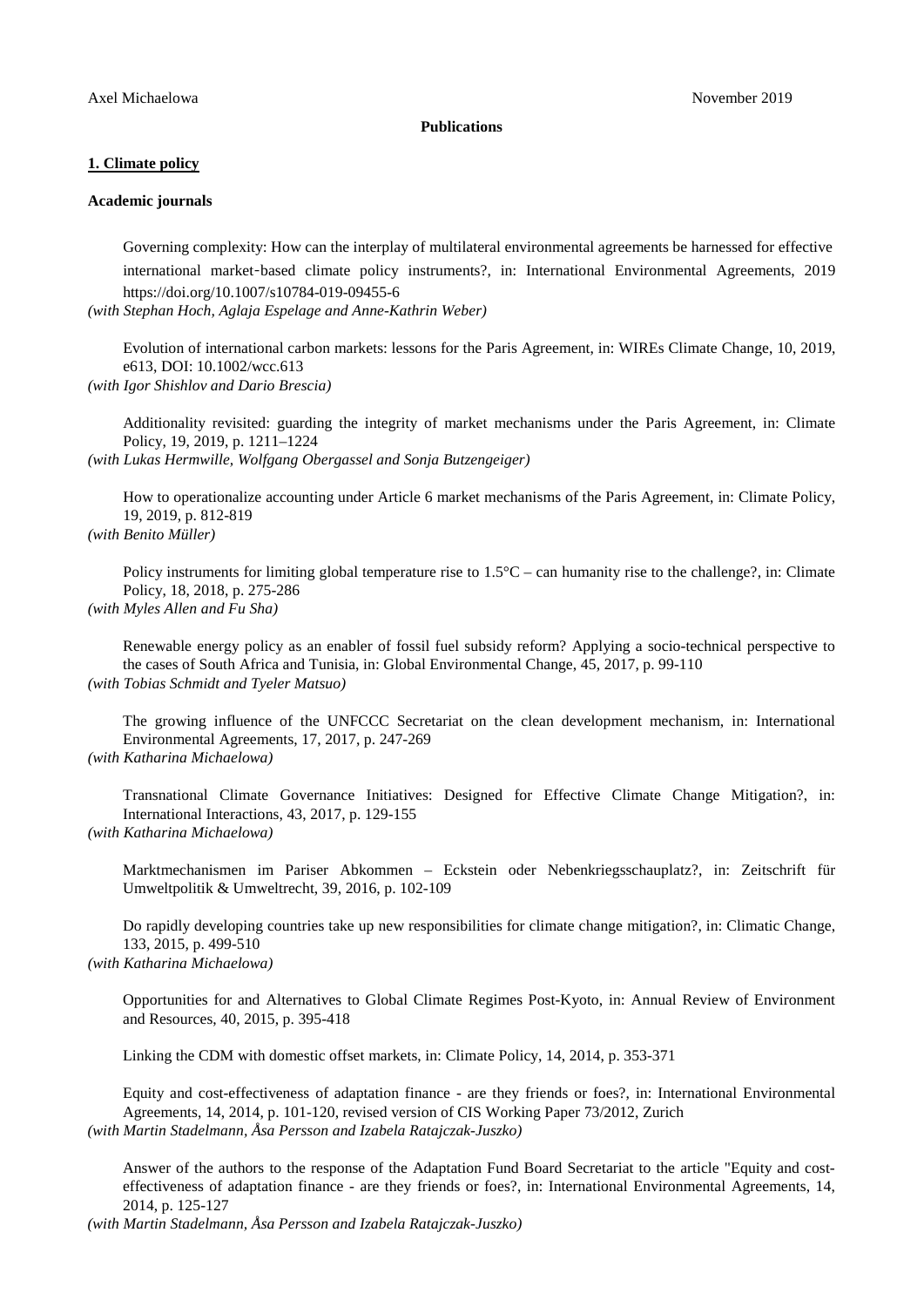Axel Michaelowa November 2019

**Publications**

## 1. Climate policy

### Academic journals

Governing complexity: How can the interplay of multilateral environmental agreements be harnessed for effective international market-based climate policy instruments?, in: International Environmental Agreements, 2019 https://doi.org/10.1007/s10784-019-09455-6
*(with Stephan Hoch, Aglaja Espelage and Anne-Kathrin Weber)*

Evolution of international carbon markets: lessons for the Paris Agreement, in: WIREs Climate Change, 10, 2019, e613, DOI: 10.1002/wcc.613
*(with Igor Shishlov and Dario Brescia)*

Additionality revisited: guarding the integrity of market mechanisms under the Paris Agreement, in: Climate Policy, 19, 2019, p. 1211–1224
*(with Lukas Hermwille, Wolfgang Obergassel and Sonja Butzengeiger)*

How to operationalize accounting under Article 6 market mechanisms of the Paris Agreement, in: Climate Policy, 19, 2019, p. 812-819
*(with Benito Müller)*

Policy instruments for limiting global temperature rise to 1.5°C – can humanity rise to the challenge?, in: Climate Policy, 18, 2018, p. 275-286
*(with Myles Allen and Fu Sha)*

Renewable energy policy as an enabler of fossil fuel subsidy reform? Applying a socio-technical perspective to the cases of South Africa and Tunisia, in: Global Environmental Change, 45, 2017, p. 99-110
*(with Tobias Schmidt and Tyeler Matsuo)*

The growing influence of the UNFCCC Secretariat on the clean development mechanism, in: International Environmental Agreements, 17, 2017, p. 247-269
*(with Katharina Michaelowa)*

Transnational Climate Governance Initiatives: Designed for Effective Climate Change Mitigation?, in: International Interactions, 43, 2017, p. 129-155
*(with Katharina Michaelowa)*

Marktmechanismen im Pariser Abkommen – Eckstein oder Nebenkriegsschauplatz?, in: Zeitschrift für Umweltpolitik & Umweltrecht, 39, 2016, p. 102-109

Do rapidly developing countries take up new responsibilities for climate change mitigation?, in: Climatic Change, 133, 2015, p. 499-510
*(with Katharina Michaelowa)*

Opportunities for and Alternatives to Global Climate Regimes Post-Kyoto, in: Annual Review of Environment and Resources, 40, 2015, p. 395-418

Linking the CDM with domestic offset markets, in: Climate Policy, 14, 2014, p. 353-371

Equity and cost-effectiveness of adaptation finance - are they friends or foes?, in: International Environmental Agreements, 14, 2014, p. 101-120, revised version of CIS Working Paper 73/2012, Zurich
*(with Martin Stadelmann, Åsa Persson and Izabela Ratajczak-Juszko)*

Answer of the authors to the response of the Adaptation Fund Board Secretariat to the article "Equity and cost-effectiveness of adaptation finance - are they friends or foes?, in: International Environmental Agreements, 14, 2014, p. 125-127
*(with Martin Stadelmann, Åsa Persson and Izabela Ratajczak-Juszko)*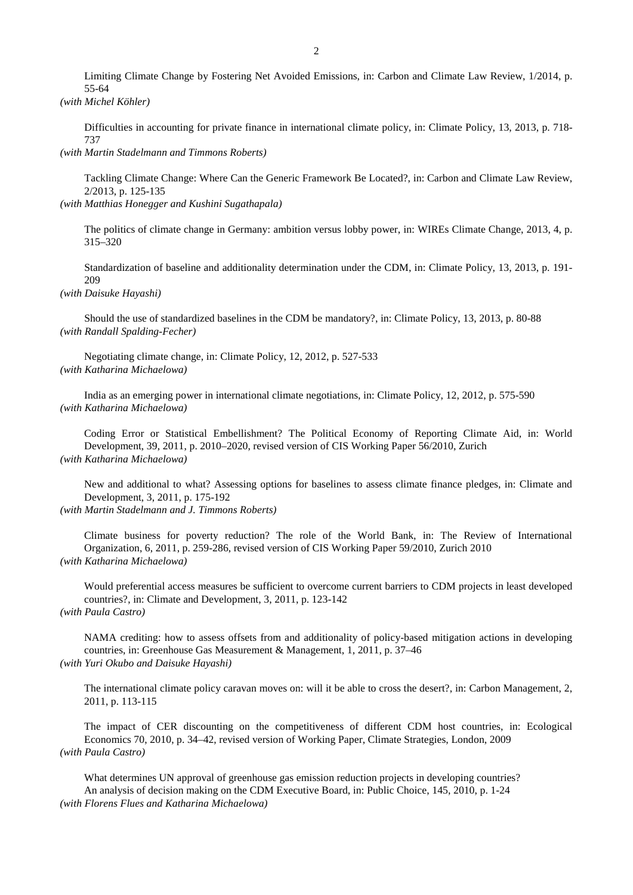Limiting Climate Change by Fostering Net Avoided Emissions, in: Carbon and Climate Law Review, 1/2014, p. 55-64
*(with Michel Köhler)*

Difficulties in accounting for private finance in international climate policy, in: Climate Policy, 13, 2013, p. 718-737
*(with Martin Stadelmann and Timmons Roberts)*

Tackling Climate Change: Where Can the Generic Framework Be Located?, in: Carbon and Climate Law Review, 2/2013, p. 125-135
*(with Matthias Honegger and Kushini Sugathapala)*

The politics of climate change in Germany: ambition versus lobby power, in: WIREs Climate Change, 2013, 4, p. 315–320

Standardization of baseline and additionality determination under the CDM, in: Climate Policy, 13, 2013, p. 191-209
*(with Daisuke Hayashi)*

Should the use of standardized baselines in the CDM be mandatory?, in: Climate Policy, 13, 2013, p. 80-88
*(with Randall Spalding-Fecher)*

Negotiating climate change, in: Climate Policy, 12, 2012, p. 527-533
*(with Katharina Michaelowa)*

India as an emerging power in international climate negotiations, in: Climate Policy, 12, 2012, p. 575-590
*(with Katharina Michaelowa)*

Coding Error or Statistical Embellishment? The Political Economy of Reporting Climate Aid, in: World Development, 39, 2011, p. 2010–2020, revised version of CIS Working Paper 56/2010, Zurich
*(with Katharina Michaelowa)*

New and additional to what? Assessing options for baselines to assess climate finance pledges, in: Climate and Development, 3, 2011, p. 175-192
*(with Martin Stadelmann and J. Timmons Roberts)*

Climate business for poverty reduction? The role of the World Bank, in: The Review of International Organization, 6, 2011, p. 259-286, revised version of CIS Working Paper 59/2010, Zurich 2010
*(with Katharina Michaelowa)*

Would preferential access measures be sufficient to overcome current barriers to CDM projects in least developed countries?, in: Climate and Development, 3, 2011, p. 123-142
*(with Paula Castro)*

NAMA crediting: how to assess offsets from and additionality of policy-based mitigation actions in developing countries, in: Greenhouse Gas Measurement & Management, 1, 2011, p. 37–46
*(with Yuri Okubo and Daisuke Hayashi)*

The international climate policy caravan moves on: will it be able to cross the desert?, in: Carbon Management, 2, 2011, p. 113-115

The impact of CER discounting on the competitiveness of different CDM host countries, in: Ecological Economics 70, 2010, p. 34–42, revised version of Working Paper, Climate Strategies, London, 2009
*(with Paula Castro)*

What determines UN approval of greenhouse gas emission reduction projects in developing countries? An analysis of decision making on the CDM Executive Board, in: Public Choice, 145, 2010, p. 1-24
*(with Florens Flues and Katharina Michaelowa)*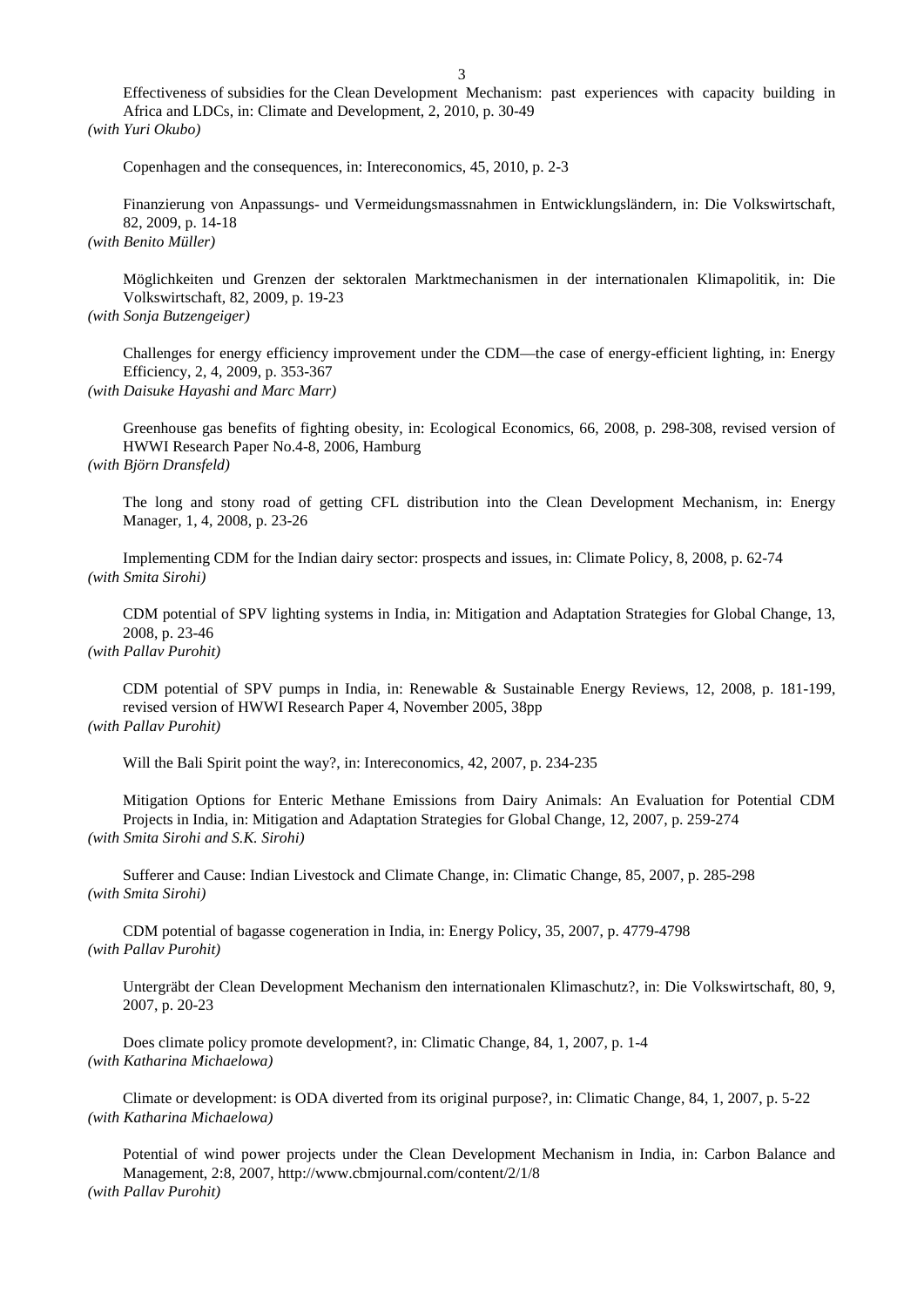Effectiveness of subsidies for the Clean Development Mechanism: past experiences with capacity building in Africa and LDCs, in: Climate and Development, 2, 2010, p. 30-49
*(with Yuri Okubo)*

Copenhagen and the consequences, in: Intereconomics, 45, 2010, p. 2-3

Finanzierung von Anpassungs- und Vermeidungsmassnahmen in Entwicklungsländern, in: Die Volkswirtschaft, 82, 2009, p. 14-18
*(with Benito Müller)*

Möglichkeiten und Grenzen der sektoralen Marktmechanismen in der internationalen Klimapolitik, in: Die Volkswirtschaft, 82, 2009, p. 19-23
*(with Sonja Butzengeiger)*

Challenges for energy efficiency improvement under the CDM—the case of energy-efficient lighting, in: Energy Efficiency, 2, 4, 2009, p. 353-367
*(with Daisuke Hayashi and Marc Marr)*

Greenhouse gas benefits of fighting obesity, in: Ecological Economics, 66, 2008, p. 298-308, revised version of HWWI Research Paper No.4-8, 2006, Hamburg
*(with Björn Dransfeld)*

The long and stony road of getting CFL distribution into the Clean Development Mechanism, in: Energy Manager, 1, 4, 2008, p. 23-26

Implementing CDM for the Indian dairy sector: prospects and issues, in: Climate Policy, 8, 2008, p. 62-74
*(with Smita Sirohi)*

CDM potential of SPV lighting systems in India, in: Mitigation and Adaptation Strategies for Global Change, 13, 2008, p. 23-46
*(with Pallav Purohit)*

CDM potential of SPV pumps in India, in: Renewable & Sustainable Energy Reviews, 12, 2008, p. 181-199, revised version of HWWI Research Paper 4, November 2005, 38pp
*(with Pallav Purohit)*

Will the Bali Spirit point the way?, in: Intereconomics, 42, 2007, p. 234-235

Mitigation Options for Enteric Methane Emissions from Dairy Animals: An Evaluation for Potential CDM Projects in India, in: Mitigation and Adaptation Strategies for Global Change, 12, 2007, p. 259-274
*(with Smita Sirohi and S.K. Sirohi)*

Sufferer and Cause: Indian Livestock and Climate Change, in: Climatic Change, 85, 2007, p. 285-298
*(with Smita Sirohi)*

CDM potential of bagasse cogeneration in India, in: Energy Policy, 35, 2007, p. 4779-4798
*(with Pallav Purohit)*

Untergräbt der Clean Development Mechanism den internationalen Klimaschutz?, in: Die Volkswirtschaft, 80, 9, 2007, p. 20-23

Does climate policy promote development?, in: Climatic Change, 84, 1, 2007, p. 1-4
*(with Katharina Michaelowa)*

Climate or development: is ODA diverted from its original purpose?, in: Climatic Change, 84, 1, 2007, p. 5-22
*(with Katharina Michaelowa)*

Potential of wind power projects under the Clean Development Mechanism in India, in: Carbon Balance and Management, 2:8, 2007, http://www.cbmjournal.com/content/2/1/8
*(with Pallav Purohit)*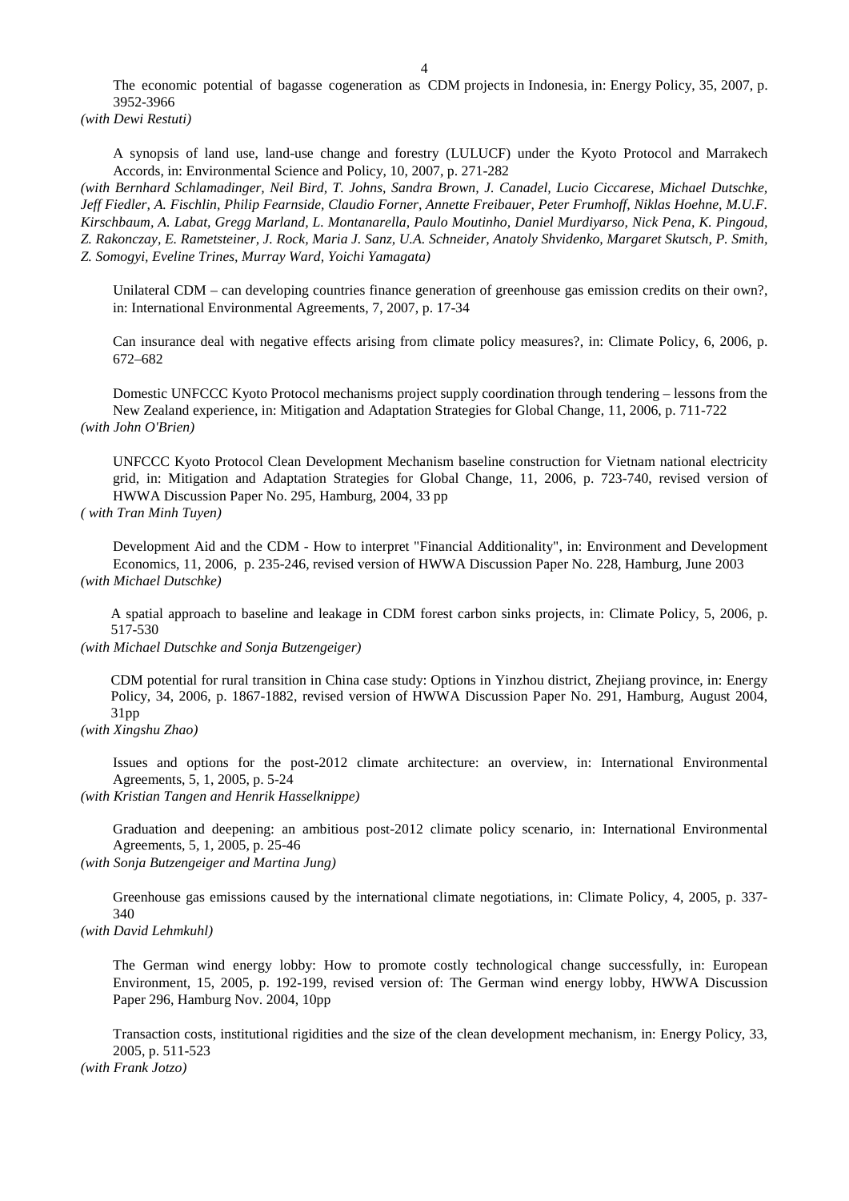The economic potential of bagasse cogeneration as CDM projects in Indonesia, in: Energy Policy, 35, 2007, p. 3952-3966
*(with Dewi Restuti)*

A synopsis of land use, land-use change and forestry (LULUCF) under the Kyoto Protocol and Marrakech Accords, in: Environmental Science and Policy, 10, 2007, p. 271-282
*(with Bernhard Schlamadinger, Neil Bird, T. Johns, Sandra Brown, J. Canadel, Lucio Ciccarese, Michael Dutschke, Jeff Fiedler, A. Fischlin, Philip Fearnside, Claudio Forner, Annette Freibauer, Peter Frumhoff, Niklas Hoehne, M.U.F. Kirschbaum, A. Labat, Gregg Marland, L. Montanarella, Paulo Moutinho, Daniel Murdiyarso, Nick Pena, K. Pingoud, Z. Rakonczay, E. Rametsteiner, J. Rock, Maria J. Sanz, U.A. Schneider, Anatoly Shvidenko, Margaret Skutsch, P. Smith, Z. Somogyi, Eveline Trines, Murray Ward, Yoichi Yamagata)*

Unilateral CDM – can developing countries finance generation of greenhouse gas emission credits on their own?, in: International Environmental Agreements, 7, 2007, p. 17-34

Can insurance deal with negative effects arising from climate policy measures?, in: Climate Policy, 6, 2006, p. 672–682

Domestic UNFCCC Kyoto Protocol mechanisms project supply coordination through tendering – lessons from the New Zealand experience, in: Mitigation and Adaptation Strategies for Global Change, 11, 2006, p. 711-722
*(with John O'Brien)*

UNFCCC Kyoto Protocol Clean Development Mechanism baseline construction for Vietnam national electricity grid, in: Mitigation and Adaptation Strategies for Global Change, 11, 2006, p. 723-740, revised version of HWWA Discussion Paper No. 295, Hamburg, 2004, 33 pp
*( with Tran Minh Tuyen)*

Development Aid and the CDM - How to interpret "Financial Additionality", in: Environment and Development Economics, 11, 2006, p. 235-246, revised version of HWWA Discussion Paper No. 228, Hamburg, June 2003
*(with Michael Dutschke)*

A spatial approach to baseline and leakage in CDM forest carbon sinks projects, in: Climate Policy, 5, 2006, p. 517-530
*(with Michael Dutschke and Sonja Butzengeiger)*

CDM potential for rural transition in China case study: Options in Yinzhou district, Zhejiang province, in: Energy Policy, 34, 2006, p. 1867-1882, revised version of HWWA Discussion Paper No. 291, Hamburg, August 2004, 31pp
*(with Xingshu Zhao)*

Issues and options for the post-2012 climate architecture: an overview, in: International Environmental Agreements, 5, 1, 2005, p. 5-24
*(with Kristian Tangen and Henrik Hasselknippe)*

Graduation and deepening: an ambitious post-2012 climate policy scenario, in: International Environmental Agreements, 5, 1, 2005, p. 25-46
*(with Sonja Butzengeiger and Martina Jung)*

Greenhouse gas emissions caused by the international climate negotiations, in: Climate Policy, 4, 2005, p. 337-340
*(with David Lehmkuhl)*

The German wind energy lobby: How to promote costly technological change successfully, in: European Environment, 15, 2005, p. 192-199, revised version of: The German wind energy lobby, HWWA Discussion Paper 296, Hamburg Nov. 2004, 10pp

Transaction costs, institutional rigidities and the size of the clean development mechanism, in: Energy Policy, 33, 2005, p. 511-523
*(with Frank Jotzo)*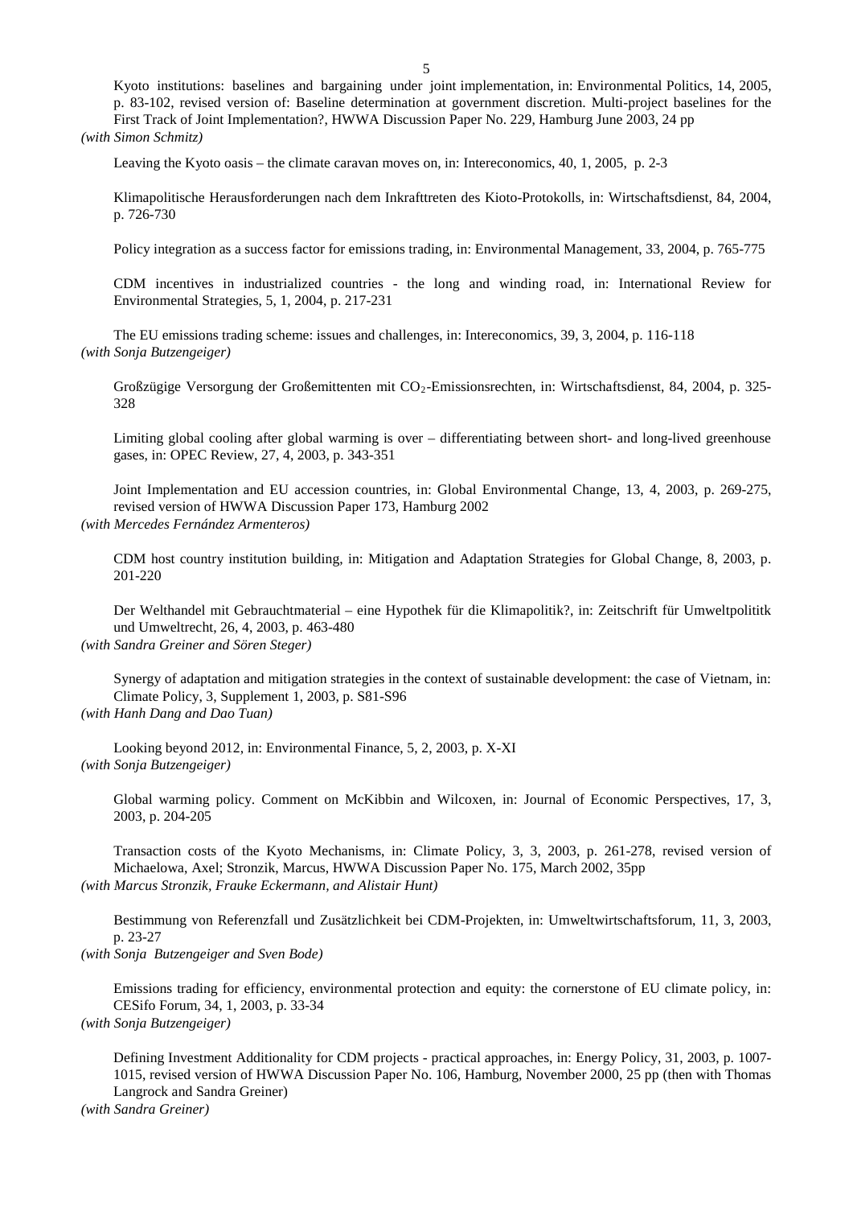Kyoto institutions: baselines and bargaining under joint implementation, in: Environmental Politics, 14, 2005, p. 83-102, revised version of: Baseline determination at government discretion. Multi-project baselines for the First Track of Joint Implementation?, HWWA Discussion Paper No. 229, Hamburg June 2003, 24 pp
*(with Simon Schmitz)*

Leaving the Kyoto oasis – the climate caravan moves on, in: Intereconomics, 40, 1, 2005, p. 2-3

Klimapolitische Herausforderungen nach dem Inkrafttreten des Kioto-Protokolls, in: Wirtschaftsdienst, 84, 2004, p. 726-730

Policy integration as a success factor for emissions trading, in: Environmental Management, 33, 2004, p. 765-775

CDM incentives in industrialized countries - the long and winding road, in: International Review for Environmental Strategies, 5, 1, 2004, p. 217-231

The EU emissions trading scheme: issues and challenges, in: Intereconomics, 39, 3, 2004, p. 116-118
*(with Sonja Butzengeiger)*

Großzügige Versorgung der Großemittenten mit $CO_2$-Emissionsrechten, in: Wirtschaftsdienst, 84, 2004, p. 325-328

Limiting global cooling after global warming is over – differentiating between short- and long-lived greenhouse gases, in: OPEC Review, 27, 4, 2003, p. 343-351

Joint Implementation and EU accession countries, in: Global Environmental Change, 13, 4, 2003, p. 269-275, revised version of HWWA Discussion Paper 173, Hamburg 2002
*(with Mercedes Fernández Armenteros)*

CDM host country institution building, in: Mitigation and Adaptation Strategies for Global Change, 8, 2003, p. 201-220

Der Welthandel mit Gebrauchtmaterial – eine Hypothek für die Klimapolitik?, in: Zeitschrift für Umweltpolititk und Umweltrecht, 26, 4, 2003, p. 463-480
*(with Sandra Greiner and Sören Steger)*

Synergy of adaptation and mitigation strategies in the context of sustainable development: the case of Vietnam, in: Climate Policy, 3, Supplement 1, 2003, p. S81-S96
*(with Hanh Dang and Dao Tuan)*

Looking beyond 2012, in: Environmental Finance, 5, 2, 2003, p. X-XI
*(with Sonja Butzengeiger)*

Global warming policy. Comment on McKibbin and Wilcoxen, in: Journal of Economic Perspectives, 17, 3, 2003, p. 204-205

Transaction costs of the Kyoto Mechanisms, in: Climate Policy, 3, 3, 2003, p. 261-278, revised version of Michaelowa, Axel; Stronzik, Marcus, HWWA Discussion Paper No. 175, March 2002, 35pp
*(with Marcus Stronzik, Frauke Eckermann, and Alistair Hunt)*

Bestimmung von Referenzfall und Zusätzlichkeit bei CDM-Projekten, in: Umweltwirtschaftsforum, 11, 3, 2003, p. 23-27
*(with Sonja Butzengeiger and Sven Bode)*

Emissions trading for efficiency, environmental protection and equity: the cornerstone of EU climate policy, in: CESifo Forum, 34, 1, 2003, p. 33-34
*(with Sonja Butzengeiger)*

Defining Investment Additionality for CDM projects - practical approaches, in: Energy Policy, 31, 2003, p. 1007-1015, revised version of HWWA Discussion Paper No. 106, Hamburg, November 2000, 25 pp (then with Thomas Langrock and Sandra Greiner)
*(with Sandra Greiner)*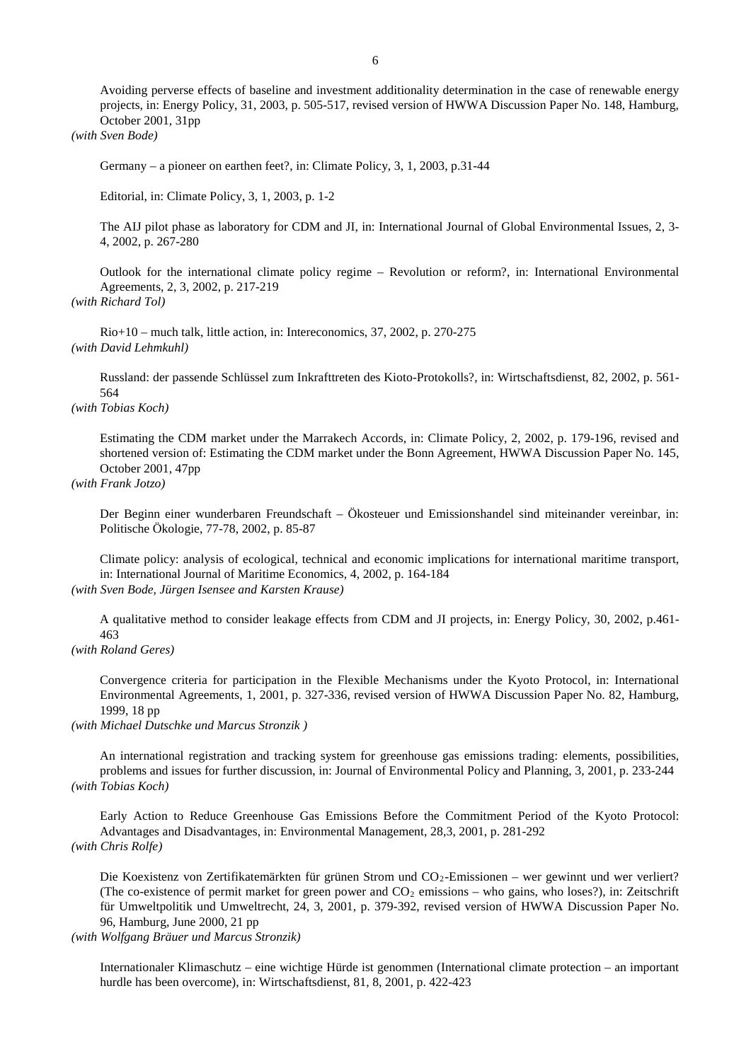Avoiding perverse effects of baseline and investment additionality determination in the case of renewable energy projects, in: Energy Policy, 31, 2003, p. 505-517, revised version of HWWA Discussion Paper No. 148, Hamburg, October 2001, 31pp
*(with Sven Bode)*

Germany – a pioneer on earthen feet?, in: Climate Policy, 3, 1, 2003, p.31-44

Editorial, in: Climate Policy, 3, 1, 2003, p. 1-2

The AIJ pilot phase as laboratory for CDM and JI, in: International Journal of Global Environmental Issues, 2, 3-4, 2002, p. 267-280

Outlook for the international climate policy regime – Revolution or reform?, in: International Environmental Agreements, 2, 3, 2002, p. 217-219
*(with Richard Tol)*

Rio+10 – much talk, little action, in: Intereconomics, 37, 2002, p. 270-275
*(with David Lehmkuhl)*

Russland: der passende Schlüssel zum Inkrafttreten des Kioto-Protokolls?, in: Wirtschaftsdienst, 82, 2002, p. 561-564
*(with Tobias Koch)*

Estimating the CDM market under the Marrakech Accords, in: Climate Policy, 2, 2002, p. 179-196, revised and shortened version of: Estimating the CDM market under the Bonn Agreement, HWWA Discussion Paper No. 145, October 2001, 47pp
*(with Frank Jotzo)*

Der Beginn einer wunderbaren Freundschaft – Ökosteuer und Emissionshandel sind miteinander vereinbar, in: Politische Ökologie, 77-78, 2002, p. 85-87

Climate policy: analysis of ecological, technical and economic implications for international maritime transport, in: International Journal of Maritime Economics, 4, 2002, p. 164-184
*(with Sven Bode, Jürgen Isensee and Karsten Krause)*

A qualitative method to consider leakage effects from CDM and JI projects, in: Energy Policy, 30, 2002, p.461-463
*(with Roland Geres)*

Convergence criteria for participation in the Flexible Mechanisms under the Kyoto Protocol, in: International Environmental Agreements, 1, 2001, p. 327-336, revised version of HWWA Discussion Paper No. 82, Hamburg, 1999, 18 pp
*(with Michael Dutschke und Marcus Stronzik )*

An international registration and tracking system for greenhouse gas emissions trading: elements, possibilities, problems and issues for further discussion, in: Journal of Environmental Policy and Planning, 3, 2001, p. 233-244
*(with Tobias Koch)*

Early Action to Reduce Greenhouse Gas Emissions Before the Commitment Period of the Kyoto Protocol: Advantages and Disadvantages, in: Environmental Management, 28,3, 2001, p. 281-292
*(with Chris Rolfe)*

Die Koexistenz von Zertifikatemärkten für grünen Strom und $CO_2$-Emissionen – wer gewinnt und wer verliert? (The co-existence of permit market for green power and $CO_2$ emissions – who gains, who loses?), in: Zeitschrift für Umweltpolitik und Umweltrecht, 24, 3, 2001, p. 379-392, revised version of HWWA Discussion Paper No. 96, Hamburg, June 2000, 21 pp
*(with Wolfgang Bräuer und Marcus Stronzik)*

Internationaler Klimaschutz – eine wichtige Hürde ist genommen (International climate protection – an important hurdle has been overcome), in: Wirtschaftsdienst, 81, 8, 2001, p. 422-423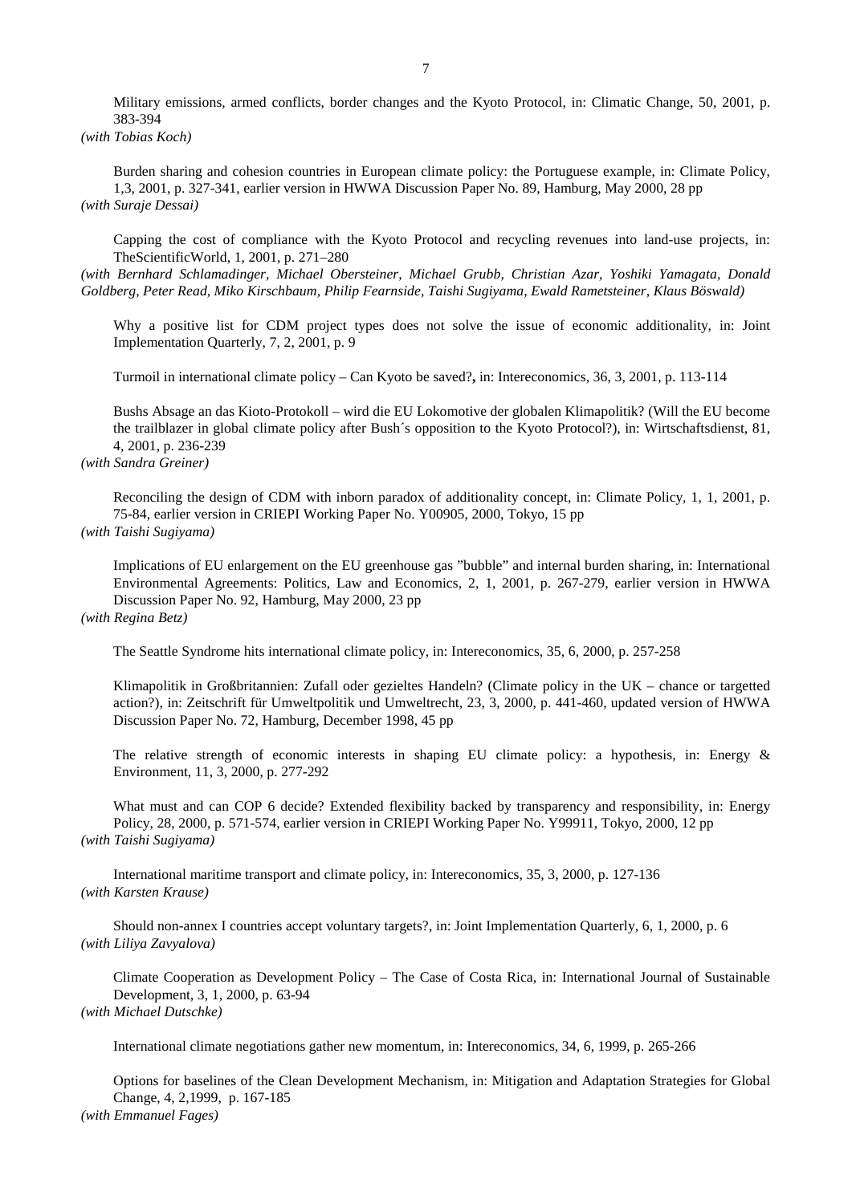Military emissions, armed conflicts, border changes and the Kyoto Protocol, in: Climatic Change, 50, 2001, p. 383-394
*(with Tobias Koch)*

Burden sharing and cohesion countries in European climate policy: the Portuguese example, in: Climate Policy, 1,3, 2001, p. 327-341, earlier version in HWWA Discussion Paper No. 89, Hamburg, May 2000, 28 pp
*(with Suraje Dessai)*

Capping the cost of compliance with the Kyoto Protocol and recycling revenues into land-use projects, in: TheScientificWorld, 1, 2001, p. 271–280
*(with Bernhard Schlamadinger, Michael Obersteiner, Michael Grubb, Christian Azar, Yoshiki Yamagata, Donald Goldberg, Peter Read, Miko Kirschbaum, Philip Fearnside, Taishi Sugiyama, Ewald Rametsteiner, Klaus Böswald)*

Why a positive list for CDM project types does not solve the issue of economic additionality, in: Joint Implementation Quarterly, 7, 2, 2001, p. 9

Turmoil in international climate policy – Can Kyoto be saved?, in: Intereconomics, 36, 3, 2001, p. 113-114

Bushs Absage an das Kioto-Protokoll – wird die EU Lokomotive der globalen Klimapolitik? (Will the EU become the trailblazer in global climate policy after Bush´s opposition to the Kyoto Protocol?), in: Wirtschaftsdienst, 81, 4, 2001, p. 236-239
*(with Sandra Greiner)*

Reconciling the design of CDM with inborn paradox of additionality concept, in: Climate Policy, 1, 1, 2001, p. 75-84, earlier version in CRIEPI Working Paper No. Y00905, 2000, Tokyo, 15 pp
*(with Taishi Sugiyama)*

Implications of EU enlargement on the EU greenhouse gas "bubble" and internal burden sharing, in: International Environmental Agreements: Politics, Law and Economics, 2, 1, 2001, p. 267-279, earlier version in HWWA Discussion Paper No. 92, Hamburg, May 2000, 23 pp
*(with Regina Betz)*

The Seattle Syndrome hits international climate policy, in: Intereconomics, 35, 6, 2000, p. 257-258

Klimapolitik in Großbritannien: Zufall oder gezieltes Handeln? (Climate policy in the UK – chance or targetted action?), in: Zeitschrift für Umweltpolitik und Umweltrecht, 23, 3, 2000, p. 441-460, updated version of HWWA Discussion Paper No. 72, Hamburg, December 1998, 45 pp

The relative strength of economic interests in shaping EU climate policy: a hypothesis, in: Energy & Environment, 11, 3, 2000, p. 277-292

What must and can COP 6 decide? Extended flexibility backed by transparency and responsibility, in: Energy Policy, 28, 2000, p. 571-574, earlier version in CRIEPI Working Paper No. Y99911, Tokyo, 2000, 12 pp
*(with Taishi Sugiyama)*

International maritime transport and climate policy, in: Intereconomics, 35, 3, 2000, p. 127-136
*(with Karsten Krause)*

Should non-annex I countries accept voluntary targets?, in: Joint Implementation Quarterly, 6, 1, 2000, p. 6
*(with Liliya Zavyalova)*

Climate Cooperation as Development Policy – The Case of Costa Rica, in: International Journal of Sustainable Development, 3, 1, 2000, p. 63-94
*(with Michael Dutschke)*

International climate negotiations gather new momentum, in: Intereconomics, 34, 6, 1999, p. 265-266

Options for baselines of the Clean Development Mechanism, in: Mitigation and Adaptation Strategies for Global Change, 4, 2,1999, p. 167-185
*(with Emmanuel Fages)*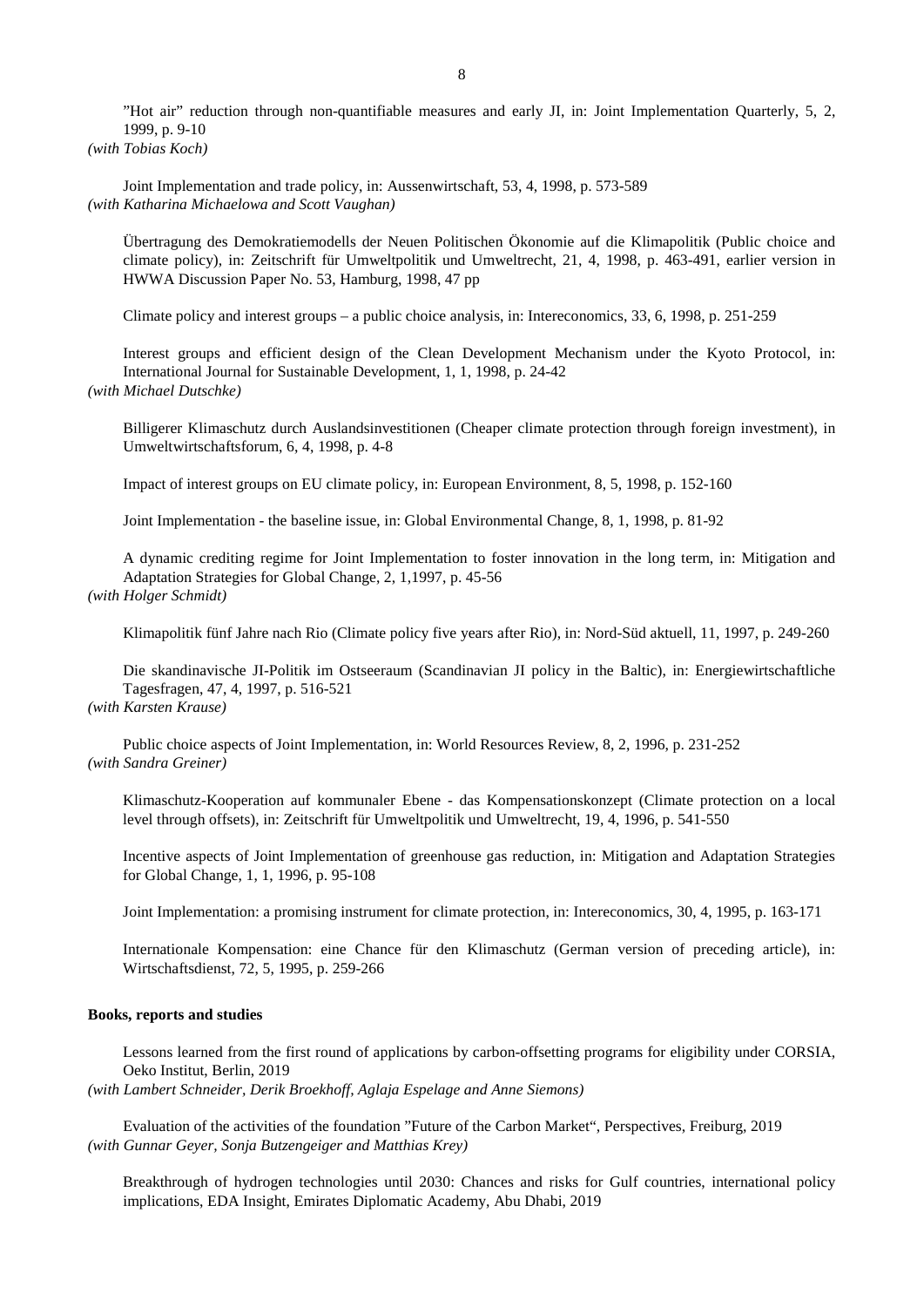”Hot air” reduction through non-quantifiable measures and early JI, in: Joint Implementation Quarterly, 5, 2, 1999, p. 9-10
*(with Tobias Koch)*

Joint Implementation and trade policy, in: Aussenwirtschaft, 53, 4, 1998, p. 573-589
*(with Katharina Michaelowa and Scott Vaughan)*

Übertragung des Demokratiemodells der Neuen Politischen Ökonomie auf die Klimapolitik (Public choice and climate policy), in: Zeitschrift für Umweltpolitik und Umweltrecht, 21, 4, 1998, p. 463-491, earlier version in HWWA Discussion Paper No. 53, Hamburg, 1998, 47 pp

Climate policy and interest groups – a public choice analysis, in: Intereconomics, 33, 6, 1998, p. 251-259

Interest groups and efficient design of the Clean Development Mechanism under the Kyoto Protocol, in: International Journal for Sustainable Development, 1, 1, 1998, p. 24-42
*(with Michael Dutschke)*

Billigerer Klimaschutz durch Auslandsinvestitionen (Cheaper climate protection through foreign investment), in Umweltwirtschaftsforum, 6, 4, 1998, p. 4-8

Impact of interest groups on EU climate policy, in: European Environment, 8, 5, 1998, p. 152-160

Joint Implementation - the baseline issue, in: Global Environmental Change, 8, 1, 1998, p. 81-92

A dynamic crediting regime for Joint Implementation to foster innovation in the long term, in: Mitigation and Adaptation Strategies for Global Change, 2, 1,1997, p. 45-56
*(with Holger Schmidt)*

Klimapolitik fünf Jahre nach Rio (Climate policy five years after Rio), in: Nord-Süd aktuell, 11, 1997, p. 249-260

Die skandinavische JI-Politik im Ostseeraum (Scandinavian JI policy in the Baltic), in: Energiewirtschaftliche Tagesfragen, 47, 4, 1997, p. 516-521
*(with Karsten Krause)*

Public choice aspects of Joint Implementation, in: World Resources Review, 8, 2, 1996, p. 231-252
*(with Sandra Greiner)*

Klimaschutz-Kooperation auf kommunaler Ebene - das Kompensationskonzept (Climate protection on a local level through offsets), in: Zeitschrift für Umweltpolitik und Umweltrecht, 19, 4, 1996, p. 541-550

Incentive aspects of Joint Implementation of greenhouse gas reduction, in: Mitigation and Adaptation Strategies for Global Change, 1, 1, 1996, p. 95-108

Joint Implementation: a promising instrument for climate protection, in: Intereconomics, 30, 4, 1995, p. 163-171

Internationale Kompensation: eine Chance für den Klimaschutz (German version of preceding article), in: Wirtschaftsdienst, 72, 5, 1995, p. 259-266

**Books, reports and studies**

Lessons learned from the first round of applications by carbon-offsetting programs for eligibility under CORSIA, Oeko Institut, Berlin, 2019
*(with Lambert Schneider, Derik Broekhoff, Aglaja Espelage and Anne Siemons)*

Evaluation of the activities of the foundation ”Future of the Carbon Market“, Perspectives, Freiburg, 2019
*(with Gunnar Geyer, Sonja Butzengeiger and Matthias Krey)*

Breakthrough of hydrogen technologies until 2030: Chances and risks for Gulf countries, international policy implications, EDA Insight, Emirates Diplomatic Academy, Abu Dhabi, 2019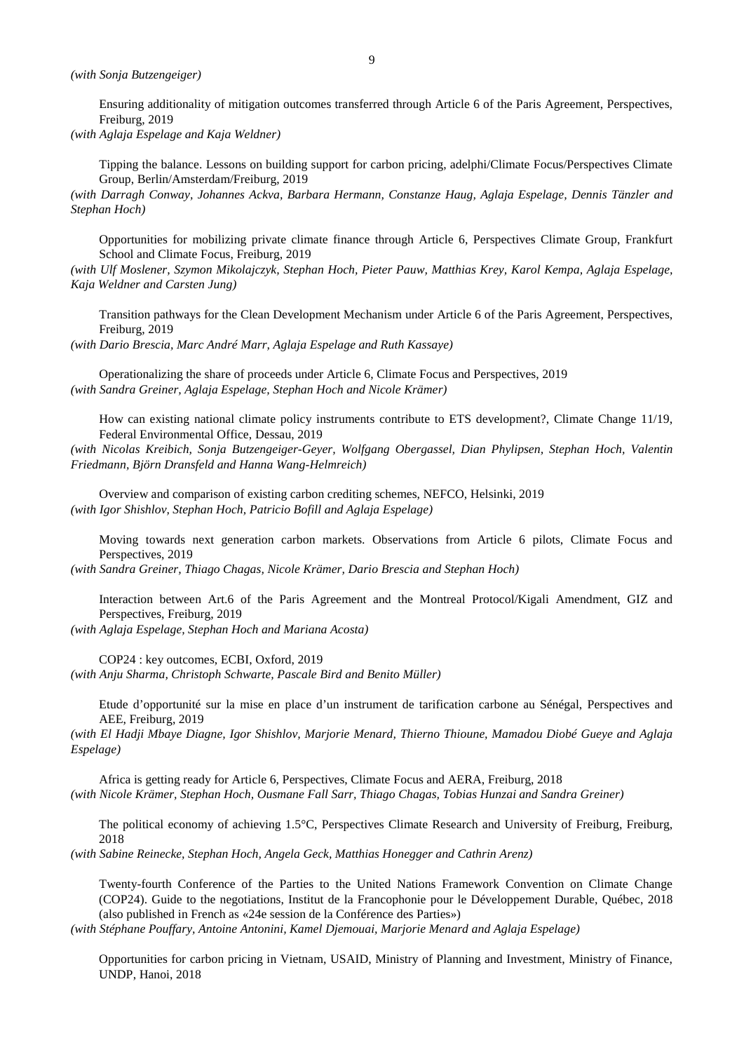*(with Sonja Butzengeiger)*

Ensuring additionality of mitigation outcomes transferred through Article 6 of the Paris Agreement, Perspectives, Freiburg, 2019

*(with Aglaja Espelage and Kaja Weldner)*

Tipping the balance. Lessons on building support for carbon pricing, adelphi/Climate Focus/Perspectives Climate Group, Berlin/Amsterdam/Freiburg, 2019

*(with Darragh Conway, Johannes Ackva, Barbara Hermann, Constanze Haug, Aglaja Espelage, Dennis Tänzler and Stephan Hoch)*

Opportunities for mobilizing private climate finance through Article 6, Perspectives Climate Group, Frankfurt School and Climate Focus, Freiburg, 2019

*(with Ulf Moslener, Szymon Mikolajczyk, Stephan Hoch, Pieter Pauw, Matthias Krey, Karol Kempa, Aglaja Espelage, Kaja Weldner and Carsten Jung)*

Transition pathways for the Clean Development Mechanism under Article 6 of the Paris Agreement, Perspectives, Freiburg, 2019

*(with Dario Brescia, Marc André Marr, Aglaja Espelage and Ruth Kassaye)*

Operationalizing the share of proceeds under Article 6, Climate Focus and Perspectives, 2019

*(with Sandra Greiner, Aglaja Espelage, Stephan Hoch and Nicole Krämer)*

How can existing national climate policy instruments contribute to ETS development?, Climate Change 11/19, Federal Environmental Office, Dessau, 2019

*(with Nicolas Kreibich, Sonja Butzengeiger-Geyer, Wolfgang Obergassel, Dian Phylipsen, Stephan Hoch, Valentin Friedmann, Björn Dransfeld and Hanna Wang-Helmreich)*

Overview and comparison of existing carbon crediting schemes, NEFCO, Helsinki, 2019

*(with Igor Shishlov, Stephan Hoch, Patricio Bofill and Aglaja Espelage)*

Moving towards next generation carbon markets. Observations from Article 6 pilots, Climate Focus and Perspectives, 2019

*(with Sandra Greiner, Thiago Chagas, Nicole Krämer, Dario Brescia and Stephan Hoch)*

Interaction between Art.6 of the Paris Agreement and the Montreal Protocol/Kigali Amendment, GIZ and Perspectives, Freiburg, 2019

*(with Aglaja Espelage, Stephan Hoch and Mariana Acosta)*

COP24 : key outcomes, ECBI, Oxford, 2019

*(with Anju Sharma, Christoph Schwarte, Pascale Bird and Benito Müller)*

Etude d'opportunité sur la mise en place d'un instrument de tarification carbone au Sénégal, Perspectives and AEE, Freiburg, 2019

*(with El Hadji Mbaye Diagne, Igor Shishlov, Marjorie Menard, Thierno Thioune, Mamadou Diobé Gueye and Aglaja Espelage)*

Africa is getting ready for Article 6, Perspectives, Climate Focus and AERA, Freiburg, 2018

*(with Nicole Krämer, Stephan Hoch, Ousmane Fall Sarr, Thiago Chagas, Tobias Hunzai and Sandra Greiner)*

The political economy of achieving 1.5°C, Perspectives Climate Research and University of Freiburg, Freiburg, 2018

*(with Sabine Reinecke, Stephan Hoch, Angela Geck, Matthias Honegger and Cathrin Arenz)*

Twenty-fourth Conference of the Parties to the United Nations Framework Convention on Climate Change (COP24). Guide to the negotiations, Institut de la Francophonie pour le Développement Durable, Québec, 2018 (also published in French as «24e session de la Conférence des Parties»)

*(with Stéphane Pouffary, Antoine Antonini, Kamel Djemouai, Marjorie Menard and Aglaja Espelage)*

Opportunities for carbon pricing in Vietnam, USAID, Ministry of Planning and Investment, Ministry of Finance, UNDP, Hanoi, 2018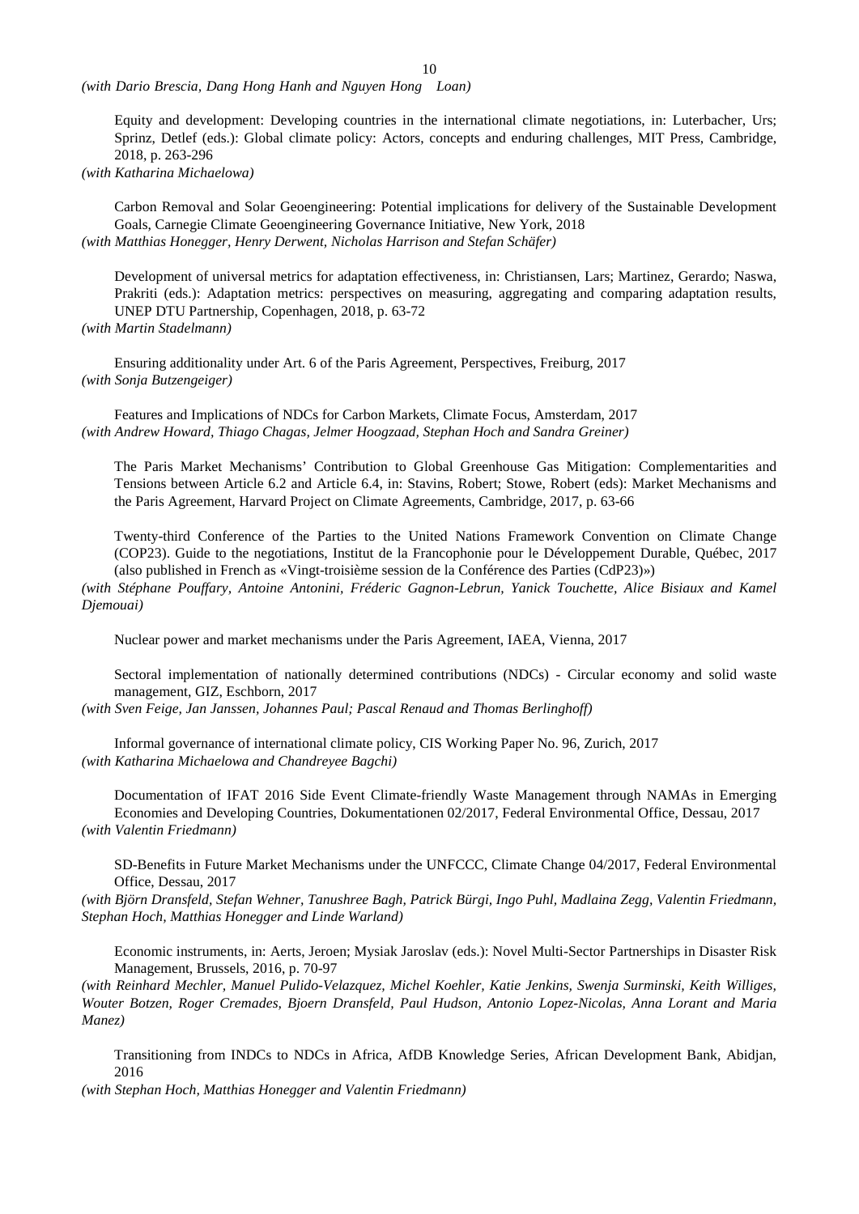*(with Dario Brescia, Dang Hong Hanh and Nguyen Hong Loan)*

Equity and development: Developing countries in the international climate negotiations, in: Luterbacher, Urs; Sprinz, Detlef (eds.): Global climate policy: Actors, concepts and enduring challenges, MIT Press, Cambridge, 2018, p. 263-296
*(with Katharina Michaelowa)*

Carbon Removal and Solar Geoengineering: Potential implications for delivery of the Sustainable Development Goals, Carnegie Climate Geoengineering Governance Initiative, New York, 2018
*(with Matthias Honegger, Henry Derwent, Nicholas Harrison and Stefan Schäfer)*

Development of universal metrics for adaptation effectiveness, in: Christiansen, Lars; Martinez, Gerardo; Naswa, Prakriti (eds.): Adaptation metrics: perspectives on measuring, aggregating and comparing adaptation results, UNEP DTU Partnership, Copenhagen, 2018, p. 63-72
*(with Martin Stadelmann)*

Ensuring additionality under Art. 6 of the Paris Agreement, Perspectives, Freiburg, 2017
*(with Sonja Butzengeiger)*

Features and Implications of NDCs for Carbon Markets, Climate Focus, Amsterdam, 2017
*(with Andrew Howard, Thiago Chagas, Jelmer Hoogzaad, Stephan Hoch and Sandra Greiner)*

The Paris Market Mechanisms' Contribution to Global Greenhouse Gas Mitigation: Complementarities and Tensions between Article 6.2 and Article 6.4, in: Stavins, Robert; Stowe, Robert (eds): Market Mechanisms and the Paris Agreement, Harvard Project on Climate Agreements, Cambridge, 2017, p. 63-66

Twenty-third Conference of the Parties to the United Nations Framework Convention on Climate Change (COP23). Guide to the negotiations, Institut de la Francophonie pour le Développement Durable, Québec, 2017 (also published in French as «Vingt-troisième session de la Conférence des Parties (CdP23)»)
*(with Stéphane Pouffary, Antoine Antonini, Fréderic Gagnon-Lebrun, Yanick Touchette, Alice Bisiaux and Kamel Djemouai)*

Nuclear power and market mechanisms under the Paris Agreement, IAEA, Vienna, 2017

Sectoral implementation of nationally determined contributions (NDCs) - Circular economy and solid waste management, GIZ, Eschborn, 2017
*(with Sven Feige, Jan Janssen, Johannes Paul; Pascal Renaud and Thomas Berlinghoff)*

Informal governance of international climate policy, CIS Working Paper No. 96, Zurich, 2017
*(with Katharina Michaelowa and Chandreyee Bagchi)*

Documentation of IFAT 2016 Side Event Climate-friendly Waste Management through NAMAs in Emerging Economies and Developing Countries, Dokumentationen 02/2017, Federal Environmental Office, Dessau, 2017
*(with Valentin Friedmann)*

SD-Benefits in Future Market Mechanisms under the UNFCCC, Climate Change 04/2017, Federal Environmental Office, Dessau, 2017
*(with Björn Dransfeld, Stefan Wehner, Tanushree Bagh, Patrick Bürgi, Ingo Puhl, Madlaina Zegg, Valentin Friedmann, Stephan Hoch, Matthias Honegger and Linde Warland)*

Economic instruments, in: Aerts, Jeroen; Mysiak Jaroslav (eds.): Novel Multi-Sector Partnerships in Disaster Risk Management, Brussels, 2016, p. 70-97
*(with Reinhard Mechler, Manuel Pulido-Velazquez, Michel Koehler, Katie Jenkins, Swenja Surminski, Keith Williges, Wouter Botzen, Roger Cremades, Bjoern Dransfeld, Paul Hudson, Antonio Lopez-Nicolas, Anna Lorant and Maria Manez)*

Transitioning from INDCs to NDCs in Africa, AfDB Knowledge Series, African Development Bank, Abidjan, 2016
*(with Stephan Hoch, Matthias Honegger and Valentin Friedmann)*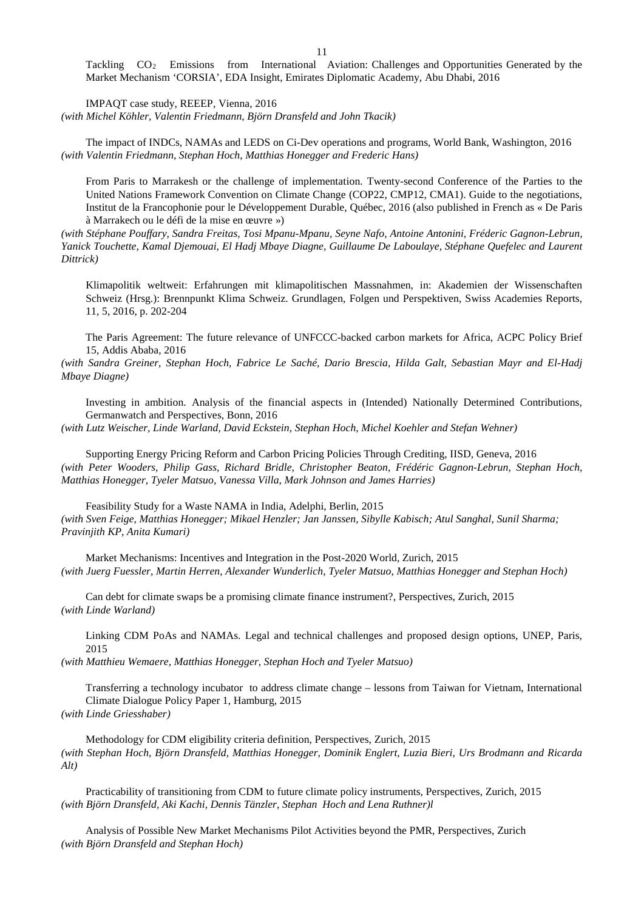Tackling $CO_2$ Emissions from International Aviation: Challenges and Opportunities Generated by the Market Mechanism 'CORSIA', EDA Insight, Emirates Diplomatic Academy, Abu Dhabi, 2016

IMPAQT case study, REEEP, Vienna, 2016
*(with Michel Köhler, Valentin Friedmann, Björn Dransfeld and John Tkacik)*

The impact of INDCs, NAMAs and LEDS on Ci-Dev operations and programs, World Bank, Washington, 2016
*(with Valentin Friedmann, Stephan Hoch, Matthias Honegger and Frederic Hans)*

From Paris to Marrakesh or the challenge of implementation. Twenty-second Conference of the Parties to the United Nations Framework Convention on Climate Change (COP22, CMP12, CMA1). Guide to the negotiations, Institut de la Francophonie pour le Développement Durable, Québec, 2016 (also published in French as « De Paris à Marrakech ou le défi de la mise en œuvre »)
*(with Stéphane Pouffary, Sandra Freitas, Tosi Mpanu-Mpanu, Seyne Nafo, Antoine Antonini, Fréderic Gagnon-Lebrun, Yanick Touchette, Kamal Djemouai, El Hadj Mbaye Diagne, Guillaume De Laboulaye, Stéphane Quefelec and Laurent Dittrick)*

Klimapolitik weltweit: Erfahrungen mit klimapolitischen Massnahmen, in: Akademien der Wissenschaften Schweiz (Hrsg.): Brennpunkt Klima Schweiz. Grundlagen, Folgen und Perspektiven, Swiss Academies Reports, 11, 5, 2016, p. 202-204

The Paris Agreement: The future relevance of UNFCCC-backed carbon markets for Africa, ACPC Policy Brief 15, Addis Ababa, 2016
*(with Sandra Greiner, Stephan Hoch, Fabrice Le Saché, Dario Brescia, Hilda Galt, Sebastian Mayr and El-Hadj Mbaye Diagne)*

Investing in ambition. Analysis of the financial aspects in (Intended) Nationally Determined Contributions, Germanwatch and Perspectives, Bonn, 2016
*(with Lutz Weischer, Linde Warland, David Eckstein, Stephan Hoch, Michel Koehler and Stefan Wehner)*

Supporting Energy Pricing Reform and Carbon Pricing Policies Through Crediting, IISD, Geneva, 2016
*(with Peter Wooders, Philip Gass, Richard Bridle, Christopher Beaton, Frédéric Gagnon-Lebrun, Stephan Hoch, Matthias Honegger, Tyeler Matsuo, Vanessa Villa, Mark Johnson and James Harries)*

Feasibility Study for a Waste NAMA in India, Adelphi, Berlin, 2015
*(with Sven Feige, Matthias Honegger; Mikael Henzler; Jan Janssen, Sibylle Kabisch; Atul Sanghal, Sunil Sharma; Pravinjith KP, Anita Kumari)*

Market Mechanisms: Incentives and Integration in the Post-2020 World, Zurich, 2015
*(with Juerg Fuessler, Martin Herren, Alexander Wunderlich, Tyeler Matsuo, Matthias Honegger and Stephan Hoch)*

Can debt for climate swaps be a promising climate finance instrument?, Perspectives, Zurich, 2015
*(with Linde Warland)*

Linking CDM PoAs and NAMAs. Legal and technical challenges and proposed design options, UNEP, Paris, 2015
*(with Matthieu Wemaere, Matthias Honegger, Stephan Hoch and Tyeler Matsuo)*

Transferring a technology incubator to address climate change – lessons from Taiwan for Vietnam, International Climate Dialogue Policy Paper 1, Hamburg, 2015
*(with Linde Griesshaber)*

Methodology for CDM eligibility criteria definition, Perspectives, Zurich, 2015
*(with Stephan Hoch, Björn Dransfeld, Matthias Honegger, Dominik Englert, Luzia Bieri, Urs Brodmann and Ricarda Alt)*

Practicability of transitioning from CDM to future climate policy instruments, Perspectives, Zurich, 2015
*(with Björn Dransfeld, Aki Kachi, Dennis Tänzler, Stephan Hoch and Lena Ruthner)l*

Analysis of Possible New Market Mechanisms Pilot Activities beyond the PMR, Perspectives, Zurich
*(with Björn Dransfeld and Stephan Hoch)*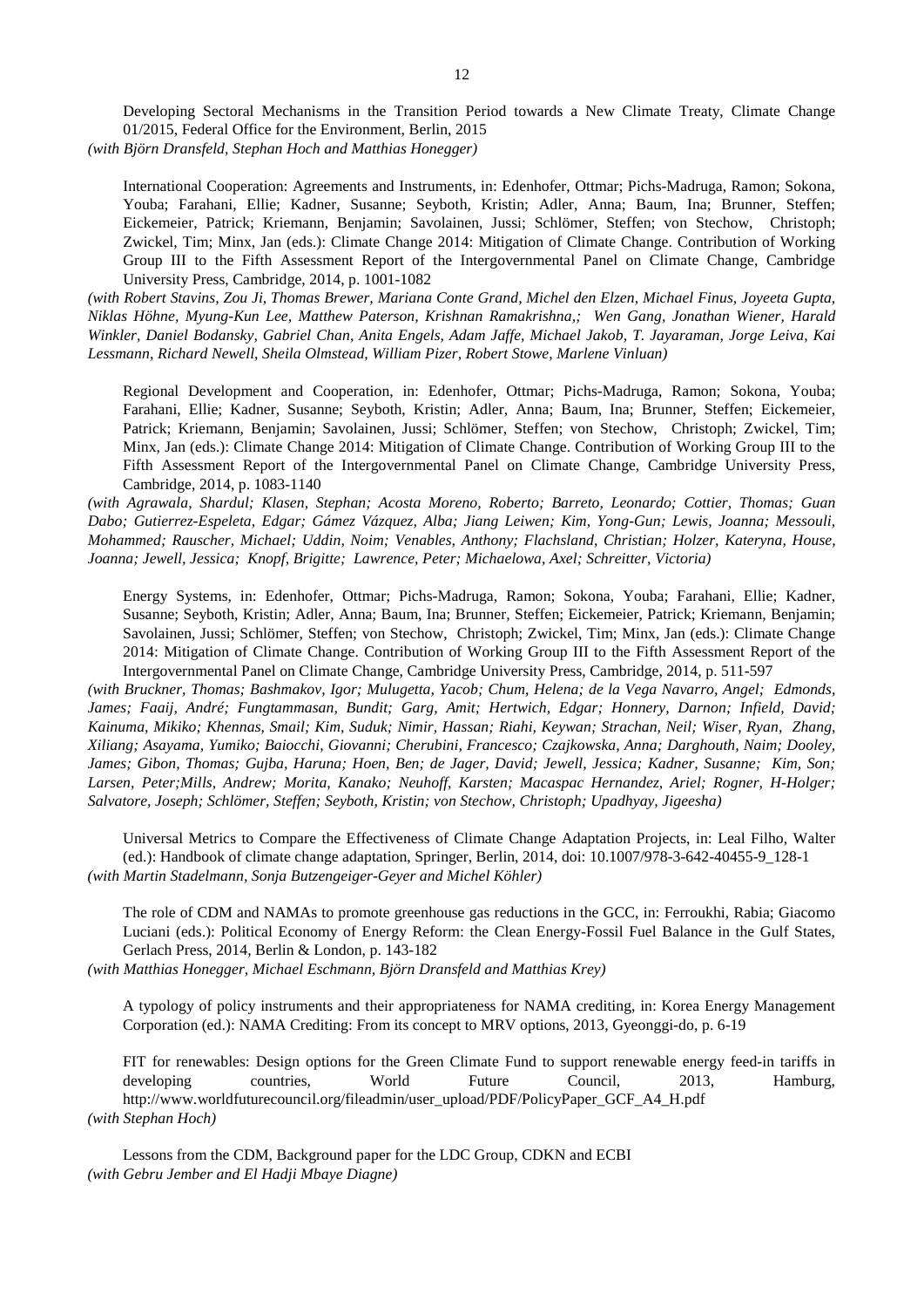Developing Sectoral Mechanisms in the Transition Period towards a New Climate Treaty, Climate Change 01/2015, Federal Office for the Environment, Berlin, 2015
*(with Björn Dransfeld, Stephan Hoch and Matthias Honegger)*

International Cooperation: Agreements and Instruments, in: Edenhofer, Ottmar; Pichs-Madruga, Ramon; Sokona, Youba; Farahani, Ellie; Kadner, Susanne; Seyboth, Kristin; Adler, Anna; Baum, Ina; Brunner, Steffen; Eickemeier, Patrick; Kriemann, Benjamin; Savolainen, Jussi; Schlömer, Steffen; von Stechow, Christoph; Zwickel, Tim; Minx, Jan (eds.): Climate Change 2014: Mitigation of Climate Change. Contribution of Working Group III to the Fifth Assessment Report of the Intergovernmental Panel on Climate Change, Cambridge University Press, Cambridge, 2014, p. 1001-1082
*(with Robert Stavins, Zou Ji, Thomas Brewer, Mariana Conte Grand, Michel den Elzen, Michael Finus, Joyeeta Gupta, Niklas Höhne, Myung-Kun Lee, Matthew Paterson, Krishnan Ramakrishna,; Wen Gang, Jonathan Wiener, Harald Winkler, Daniel Bodansky, Gabriel Chan, Anita Engels, Adam Jaffe, Michael Jakob, T. Jayaraman, Jorge Leiva, Kai Lessmann, Richard Newell, Sheila Olmstead, William Pizer, Robert Stowe, Marlene Vinluan)*

Regional Development and Cooperation, in: Edenhofer, Ottmar; Pichs-Madruga, Ramon; Sokona, Youba; Farahani, Ellie; Kadner, Susanne; Seyboth, Kristin; Adler, Anna; Baum, Ina; Brunner, Steffen; Eickemeier, Patrick; Kriemann, Benjamin; Savolainen, Jussi; Schlömer, Steffen; von Stechow, Christoph; Zwickel, Tim; Minx, Jan (eds.): Climate Change 2014: Mitigation of Climate Change. Contribution of Working Group III to the Fifth Assessment Report of the Intergovernmental Panel on Climate Change, Cambridge University Press, Cambridge, 2014, p. 1083-1140
*(with Agrawala, Shardul; Klasen, Stephan; Acosta Moreno, Roberto; Barreto, Leonardo; Cottier, Thomas; Guan Dabo; Gutierrez-Espeleta, Edgar; Gámez Vázquez, Alba; Jiang Leiwen; Kim, Yong-Gun; Lewis, Joanna; Messouli, Mohammed; Rauscher, Michael; Uddin, Noim; Venables, Anthony; Flachsland, Christian; Holzer, Kateryna, House, Joanna; Jewell, Jessica; Knopf, Brigitte; Lawrence, Peter; Michaelowa, Axel; Schreitter, Victoria)*

Energy Systems, in: Edenhofer, Ottmar; Pichs-Madruga, Ramon; Sokona, Youba; Farahani, Ellie; Kadner, Susanne; Seyboth, Kristin; Adler, Anna; Baum, Ina; Brunner, Steffen; Eickemeier, Patrick; Kriemann, Benjamin; Savolainen, Jussi; Schlömer, Steffen; von Stechow, Christoph; Zwickel, Tim; Minx, Jan (eds.): Climate Change 2014: Mitigation of Climate Change. Contribution of Working Group III to the Fifth Assessment Report of the Intergovernmental Panel on Climate Change, Cambridge University Press, Cambridge, 2014, p. 511-597
*(with Bruckner, Thomas; Bashmakov, Igor; Mulugetta, Yacob; Chum, Helena; de la Vega Navarro, Angel; Edmonds, James; Faaij, André; Fungtammasan, Bundit; Garg, Amit; Hertwich, Edgar; Honnery, Darnon; Infield, David; Kainuma, Mikiko; Khennas, Smail; Kim, Suduk; Nimir, Hassan; Riahi, Keywan; Strachan, Neil; Wiser, Ryan, Zhang, Xiliang; Asayama, Yumiko; Baiocchi, Giovanni; Cherubini, Francesco; Czajkowska, Anna; Darghouth, Naim; Dooley, James; Gibon, Thomas; Gujba, Haruna; Hoen, Ben; de Jager, David; Jewell, Jessica; Kadner, Susanne; Kim, Son; Larsen, Peter;Mills, Andrew; Morita, Kanako; Neuhoff, Karsten; Macaspac Hernandez, Ariel; Rogner, H-Holger; Salvatore, Joseph; Schlömer, Steffen; Seyboth, Kristin; von Stechow, Christoph; Upadhyay, Jigeesha)*

Universal Metrics to Compare the Effectiveness of Climate Change Adaptation Projects, in: Leal Filho, Walter (ed.): Handbook of climate change adaptation, Springer, Berlin, 2014, doi: 10.1007/978-3-642-40455-9_128-1
*(with Martin Stadelmann, Sonja Butzengeiger-Geyer and Michel Köhler)*

The role of CDM and NAMAs to promote greenhouse gas reductions in the GCC, in: Ferroukhi, Rabia; Giacomo Luciani (eds.): Political Economy of Energy Reform: the Clean Energy-Fossil Fuel Balance in the Gulf States, Gerlach Press, 2014, Berlin & London, p. 143-182
*(with Matthias Honegger, Michael Eschmann, Björn Dransfeld and Matthias Krey)*

A typology of policy instruments and their appropriateness for NAMA crediting, in: Korea Energy Management Corporation (ed.): NAMA Crediting: From its concept to MRV options, 2013, Gyeonggi-do, p. 6-19

FIT for renewables: Design options for the Green Climate Fund to support renewable energy feed-in tariffs in developing countries, World Future Council, 2013, Hamburg, http://www.worldfuturecouncil.org/fileadmin/user_upload/PDF/PolicyPaper_GCF_A4_H.pdf
*(with Stephan Hoch)*

Lessons from the CDM, Background paper for the LDC Group, CDKN and ECBI
*(with Gebru Jember and El Hadji Mbaye Diagne)*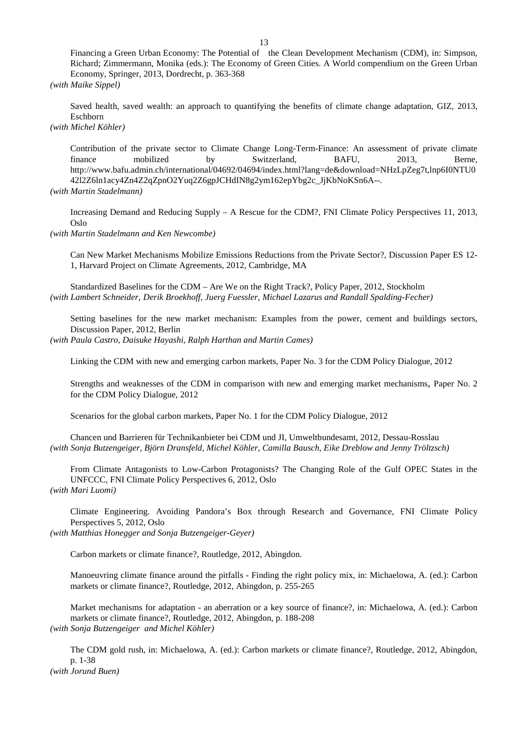Financing a Green Urban Economy: The Potential of the Clean Development Mechanism (CDM), in: Simpson, Richard; Zimmermann, Monika (eds.): The Economy of Green Cities. A World compendium on the Green Urban Economy, Springer, 2013, Dordrecht, p. 363-368
*(with Maike Sippel)*

Saved health, saved wealth: an approach to quantifying the benefits of climate change adaptation, GIZ, 2013, Eschborn
*(with Michel Köhler)*

Contribution of the private sector to Climate Change Long-Term-Finance: An assessment of private climate finance mobilized by Switzerland, BAFU, 2013, Berne, http://www.bafu.admin.ch/international/04692/04694/index.html?lang=de&download=NHzLpZeg7t,lnp6I0NTU042l2Z6ln1acy4Zn4Z2qZpnO2Yuq2Z6gpJCHdIN8g2ym162epYbg2c_JjKbNoKSn6A--.
*(with Martin Stadelmann)*

Increasing Demand and Reducing Supply – A Rescue for the CDM?, FNI Climate Policy Perspectives 11, 2013, Oslo
*(with Martin Stadelmann and Ken Newcombe)*

Can New Market Mechanisms Mobilize Emissions Reductions from the Private Sector?, Discussion Paper ES 12-1, Harvard Project on Climate Agreements, 2012, Cambridge, MA

Standardized Baselines for the CDM – Are We on the Right Track?, Policy Paper, 2012, Stockholm
*(with Lambert Schneider, Derik Broekhoff, Juerg Fuessler, Michael Lazarus and Randall Spalding-Fecher)*

Setting baselines for the new market mechanism: Examples from the power, cement and buildings sectors, Discussion Paper, 2012, Berlin
*(with Paula Castro, Daisuke Hayashi, Ralph Harthan and Martin Cames)*

Linking the CDM with new and emerging carbon markets, Paper No. 3 for the CDM Policy Dialogue, 2012

Strengths and weaknesses of the CDM in comparison with new and emerging market mechanisms, Paper No. 2 for the CDM Policy Dialogue, 2012

Scenarios for the global carbon markets, Paper No. 1 for the CDM Policy Dialogue, 2012

Chancen und Barrieren für Technikanbieter bei CDM und JI, Umweltbundesamt, 2012, Dessau-Rosslau
*(with Sonja Butzengeiger, Björn Dransfeld, Michel Köhler, Camilla Bausch, Eike Dreblow and Jenny Tröltzsch)*

From Climate Antagonists to Low-Carbon Protagonists? The Changing Role of the Gulf OPEC States in the UNFCCC, FNI Climate Policy Perspectives 6, 2012, Oslo
*(with Mari Luomi)*

Climate Engineering. Avoiding Pandora's Box through Research and Governance, FNI Climate Policy Perspectives 5, 2012, Oslo
*(with Matthias Honegger and Sonja Butzengeiger-Geyer)*

Carbon markets or climate finance?, Routledge, 2012, Abingdon.

Manoeuvring climate finance around the pitfalls - Finding the right policy mix, in: Michaelowa, A. (ed.): Carbon markets or climate finance?, Routledge, 2012, Abingdon, p. 255-265

Market mechanisms for adaptation - an aberration or a key source of finance?, in: Michaelowa, A. (ed.): Carbon markets or climate finance?, Routledge, 2012, Abingdon, p. 188-208
*(with Sonja Butzengeiger and Michel Köhler)*

The CDM gold rush, in: Michaelowa, A. (ed.): Carbon markets or climate finance?, Routledge, 2012, Abingdon, p. 1-38
*(with Jorund Buen)*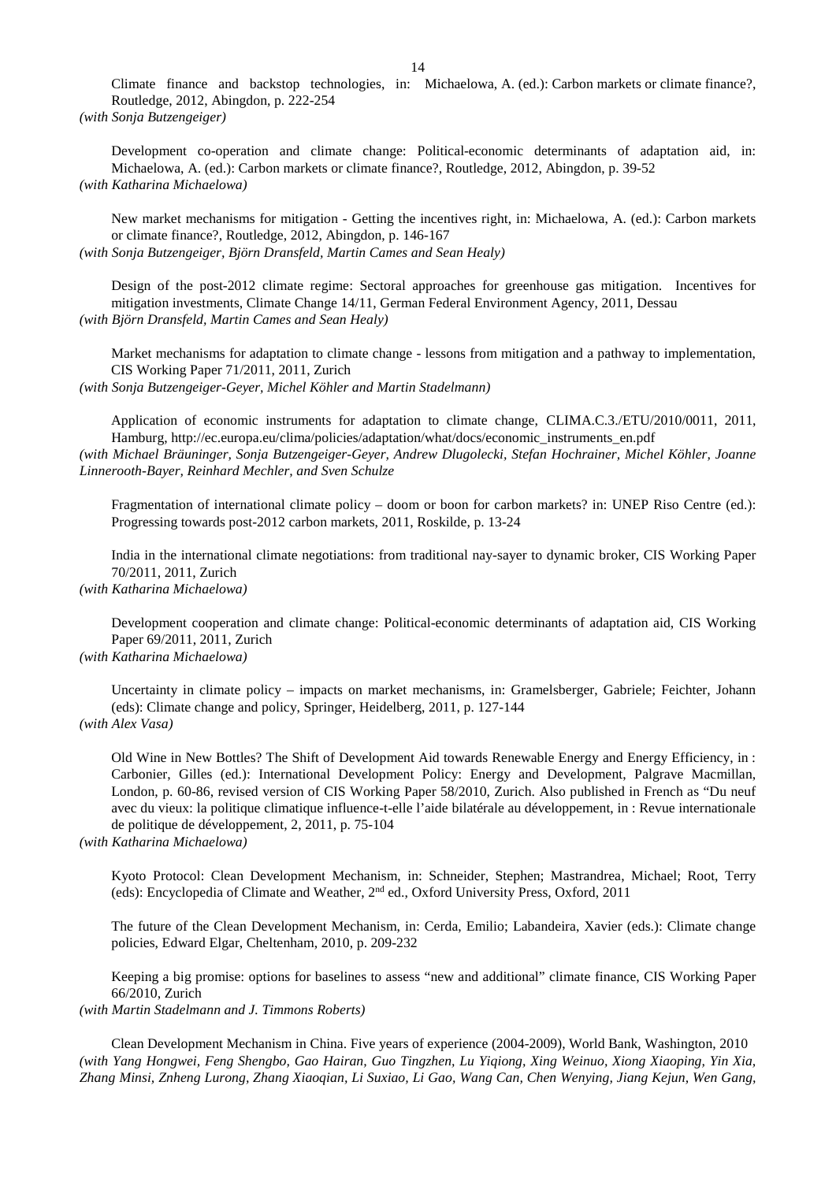Climate finance and backstop technologies, in: Michaelowa, A. (ed.): Carbon markets or climate finance?, Routledge, 2012, Abingdon, p. 222-254
*(with Sonja Butzengeiger)*

Development co-operation and climate change: Political-economic determinants of adaptation aid, in: Michaelowa, A. (ed.): Carbon markets or climate finance?, Routledge, 2012, Abingdon, p. 39-52
*(with Katharina Michaelowa)*

New market mechanisms for mitigation - Getting the incentives right, in: Michaelowa, A. (ed.): Carbon markets or climate finance?, Routledge, 2012, Abingdon, p. 146-167
*(with Sonja Butzengeiger, Björn Dransfeld, Martin Cames and Sean Healy)*

Design of the post-2012 climate regime: Sectoral approaches for greenhouse gas mitigation. Incentives for mitigation investments, Climate Change 14/11, German Federal Environment Agency, 2011, Dessau
*(with Björn Dransfeld, Martin Cames and Sean Healy)*

Market mechanisms for adaptation to climate change - lessons from mitigation and a pathway to implementation, CIS Working Paper 71/2011, 2011, Zurich
*(with Sonja Butzengeiger-Geyer, Michel Köhler and Martin Stadelmann)*

Application of economic instruments for adaptation to climate change, CLIMA.C.3./ETU/2010/0011, 2011, Hamburg, http://ec.europa.eu/clima/policies/adaptation/what/docs/economic_instruments_en.pdf
*(with Michael Bräuninger, Sonja Butzengeiger-Geyer, Andrew Dlugolecki, Stefan Hochrainer, Michel Köhler, Joanne Linnerooth-Bayer, Reinhard Mechler, and Sven Schulze*

Fragmentation of international climate policy – doom or boon for carbon markets? in: UNEP Riso Centre (ed.): Progressing towards post-2012 carbon markets, 2011, Roskilde, p. 13-24

India in the international climate negotiations: from traditional nay-sayer to dynamic broker, CIS Working Paper 70/2011, 2011, Zurich
*(with Katharina Michaelowa)*

Development cooperation and climate change: Political-economic determinants of adaptation aid, CIS Working Paper 69/2011, 2011, Zurich
*(with Katharina Michaelowa)*

Uncertainty in climate policy – impacts on market mechanisms, in: Gramelsberger, Gabriele; Feichter, Johann (eds): Climate change and policy, Springer, Heidelberg, 2011, p. 127-144
*(with Alex Vasa)*

Old Wine in New Bottles? The Shift of Development Aid towards Renewable Energy and Energy Efficiency, in : Carbonier, Gilles (ed.): International Development Policy: Energy and Development, Palgrave Macmillan, London, p. 60-86, revised version of CIS Working Paper 58/2010, Zurich. Also published in French as "Du neuf avec du vieux: la politique climatique influence-t-elle l'aide bilatérale au développement, in : Revue internationale de politique de développement, 2, 2011, p. 75-104
*(with Katharina Michaelowa)*

Kyoto Protocol: Clean Development Mechanism, in: Schneider, Stephen; Mastrandrea, Michael; Root, Terry (eds): Encyclopedia of Climate and Weather, 2nd ed., Oxford University Press, Oxford, 2011

The future of the Clean Development Mechanism, in: Cerda, Emilio; Labandeira, Xavier (eds.): Climate change policies, Edward Elgar, Cheltenham, 2010, p. 209-232

Keeping a big promise: options for baselines to assess "new and additional" climate finance, CIS Working Paper 66/2010, Zurich
*(with Martin Stadelmann and J. Timmons Roberts)*

Clean Development Mechanism in China. Five years of experience (2004-2009), World Bank, Washington, 2010
*(with Yang Hongwei, Feng Shengbo, Gao Hairan, Guo Tingzhen, Lu Yiqiong, Xing Weinuo, Xiong Xiaoping, Yin Xia, Zhang Minsi, Znheng Lurong, Zhang Xiaoqian, Li Suxiao, Li Gao, Wang Can, Chen Wenying, Jiang Kejun, Wen Gang,*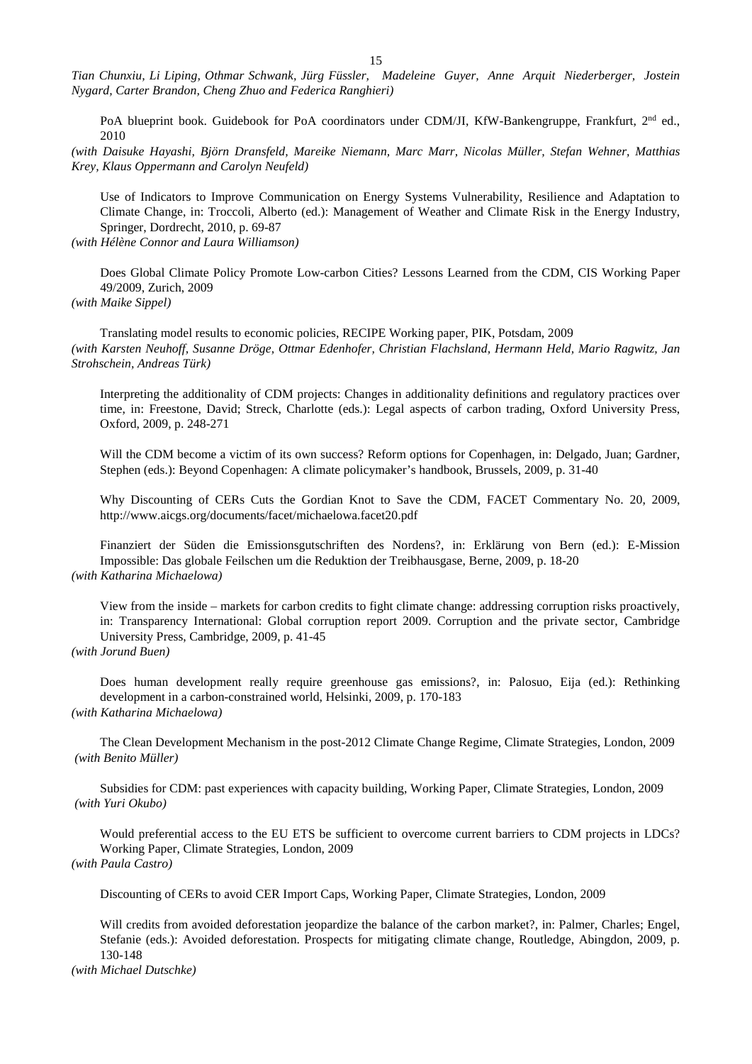*Tian Chunxiu, Li Liping, Othmar Schwank, Jürg Füssler, Madeleine Guyer, Anne Arquit Niederberger, Jostein Nygard, Carter Brandon, Cheng Zhuo and Federica Ranghieri)*

PoA blueprint book. Guidebook for PoA coordinators under CDM/JI, KfW-Bankengruppe, Frankfurt, 2nd ed., 2010

*(with Daisuke Hayashi, Björn Dransfeld, Mareike Niemann, Marc Marr, Nicolas Müller, Stefan Wehner, Matthias Krey, Klaus Oppermann and Carolyn Neufeld)*

Use of Indicators to Improve Communication on Energy Systems Vulnerability, Resilience and Adaptation to Climate Change, in: Troccoli, Alberto (ed.): Management of Weather and Climate Risk in the Energy Industry, Springer, Dordrecht, 2010, p. 69-87

*(with Hélène Connor and Laura Williamson)*

Does Global Climate Policy Promote Low-carbon Cities? Lessons Learned from the CDM, CIS Working Paper 49/2009, Zurich, 2009

*(with Maike Sippel)*

Translating model results to economic policies, RECIPE Working paper, PIK, Potsdam, 2009

*(with Karsten Neuhoff, Susanne Dröge, Ottmar Edenhofer, Christian Flachsland, Hermann Held, Mario Ragwitz, Jan Strohschein, Andreas Türk)*

Interpreting the additionality of CDM projects: Changes in additionality definitions and regulatory practices over time, in: Freestone, David; Streck, Charlotte (eds.): Legal aspects of carbon trading, Oxford University Press, Oxford, 2009, p. 248-271

Will the CDM become a victim of its own success? Reform options for Copenhagen, in: Delgado, Juan; Gardner, Stephen (eds.): Beyond Copenhagen: A climate policymaker's handbook, Brussels, 2009, p. 31-40

Why Discounting of CERs Cuts the Gordian Knot to Save the CDM, FACET Commentary No. 20, 2009, http://www.aicgs.org/documents/facet/michaelowa.facet20.pdf

Finanziert der Süden die Emissionsgutschriften des Nordens?, in: Erklärung von Bern (ed.): E-Mission Impossible: Das globale Feilschen um die Reduktion der Treibhausgase, Berne, 2009, p. 18-20

*(with Katharina Michaelowa)*

View from the inside – markets for carbon credits to fight climate change: addressing corruption risks proactively, in: Transparency International: Global corruption report 2009. Corruption and the private sector, Cambridge University Press, Cambridge, 2009, p. 41-45

*(with Jorund Buen)*

Does human development really require greenhouse gas emissions?, in: Palosuo, Eija (ed.): Rethinking development in a carbon-constrained world, Helsinki, 2009, p. 170-183

*(with Katharina Michaelowa)*

The Clean Development Mechanism in the post-2012 Climate Change Regime, Climate Strategies, London, 2009

*(with Benito Müller)*

Subsidies for CDM: past experiences with capacity building, Working Paper, Climate Strategies, London, 2009

*(with Yuri Okubo)*

Would preferential access to the EU ETS be sufficient to overcome current barriers to CDM projects in LDCs? Working Paper, Climate Strategies, London, 2009

*(with Paula Castro)*

Discounting of CERs to avoid CER Import Caps, Working Paper, Climate Strategies, London, 2009

Will credits from avoided deforestation jeopardize the balance of the carbon market?, in: Palmer, Charles; Engel, Stefanie (eds.): Avoided deforestation. Prospects for mitigating climate change, Routledge, Abingdon, 2009, p. 130-148

*(with Michael Dutschke)*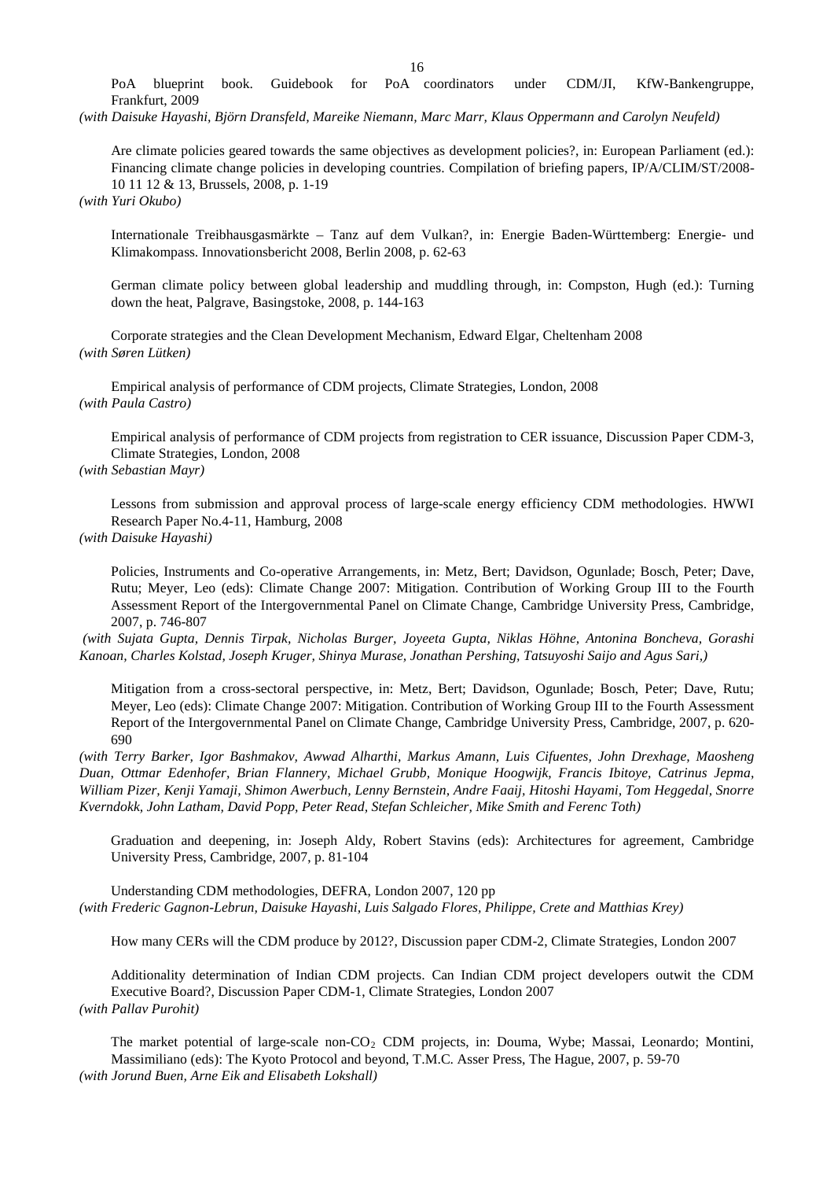PoA blueprint book. Guidebook for PoA coordinators under CDM/JI, KfW-Bankengruppe, Frankfurt, 2009
*(with Daisuke Hayashi, Björn Dransfeld, Mareike Niemann, Marc Marr, Klaus Oppermann and Carolyn Neufeld)*

Are climate policies geared towards the same objectives as development policies?, in: European Parliament (ed.): Financing climate change policies in developing countries. Compilation of briefing papers, IP/A/CLIM/ST/2008-10 11 12 & 13, Brussels, 2008, p. 1-19
*(with Yuri Okubo)*

Internationale Treibhausgasmärkte – Tanz auf dem Vulkan?, in: Energie Baden-Württemberg: Energie- und Klimakompass. Innovationsbericht 2008, Berlin 2008, p. 62-63

German climate policy between global leadership and muddling through, in: Compston, Hugh (ed.): Turning down the heat, Palgrave, Basingstoke, 2008, p. 144-163

Corporate strategies and the Clean Development Mechanism, Edward Elgar, Cheltenham 2008
*(with Søren Lütken)*

Empirical analysis of performance of CDM projects, Climate Strategies, London, 2008
*(with Paula Castro)*

Empirical analysis of performance of CDM projects from registration to CER issuance, Discussion Paper CDM-3, Climate Strategies, London, 2008
*(with Sebastian Mayr)*

Lessons from submission and approval process of large-scale energy efficiency CDM methodologies. HWWI Research Paper No.4-11, Hamburg, 2008
*(with Daisuke Hayashi)*

Policies, Instruments and Co-operative Arrangements, in: Metz, Bert; Davidson, Ogunlade; Bosch, Peter; Dave, Rutu; Meyer, Leo (eds): Climate Change 2007: Mitigation. Contribution of Working Group III to the Fourth Assessment Report of the Intergovernmental Panel on Climate Change, Cambridge University Press, Cambridge, 2007, p. 746-807
*(with Sujata Gupta, Dennis Tirpak, Nicholas Burger, Joyeeta Gupta, Niklas Höhne, Antonina Boncheva, Gorashi Kanoan, Charles Kolstad, Joseph Kruger, Shinya Murase, Jonathan Pershing, Tatsuyoshi Saijo and Agus Sari,)*

Mitigation from a cross-sectoral perspective, in: Metz, Bert; Davidson, Ogunlade; Bosch, Peter; Dave, Rutu; Meyer, Leo (eds): Climate Change 2007: Mitigation. Contribution of Working Group III to the Fourth Assessment Report of the Intergovernmental Panel on Climate Change, Cambridge University Press, Cambridge, 2007, p. 620-690
*(with Terry Barker, Igor Bashmakov, Awwad Alharthi, Markus Amann, Luis Cifuentes, John Drexhage, Maosheng Duan, Ottmar Edenhofer, Brian Flannery, Michael Grubb, Monique Hoogwijk, Francis Ibitoye, Catrinus Jepma, William Pizer, Kenji Yamaji, Shimon Awerbuch, Lenny Bernstein, Andre Faaij, Hitoshi Hayami, Tom Heggedal, Snorre Kverndokk, John Latham, David Popp, Peter Read, Stefan Schleicher, Mike Smith and Ferenc Toth)*

Graduation and deepening, in: Joseph Aldy, Robert Stavins (eds): Architectures for agreement, Cambridge University Press, Cambridge, 2007, p. 81-104

Understanding CDM methodologies, DEFRA, London 2007, 120 pp
*(with Frederic Gagnon-Lebrun, Daisuke Hayashi, Luis Salgado Flores, Philippe, Crete and Matthias Krey)*

How many CERs will the CDM produce by 2012?, Discussion paper CDM-2, Climate Strategies, London 2007

Additionality determination of Indian CDM projects. Can Indian CDM project developers outwit the CDM Executive Board?, Discussion Paper CDM-1, Climate Strategies, London 2007
*(with Pallav Purohit)*

The market potential of large-scale non-$CO_2$ CDM projects, in: Douma, Wybe; Massai, Leonardo; Montini, Massimiliano (eds): The Kyoto Protocol and beyond, T.M.C. Asser Press, The Hague, 2007, p. 59-70
*(with Jorund Buen, Arne Eik and Elisabeth Lokshall)*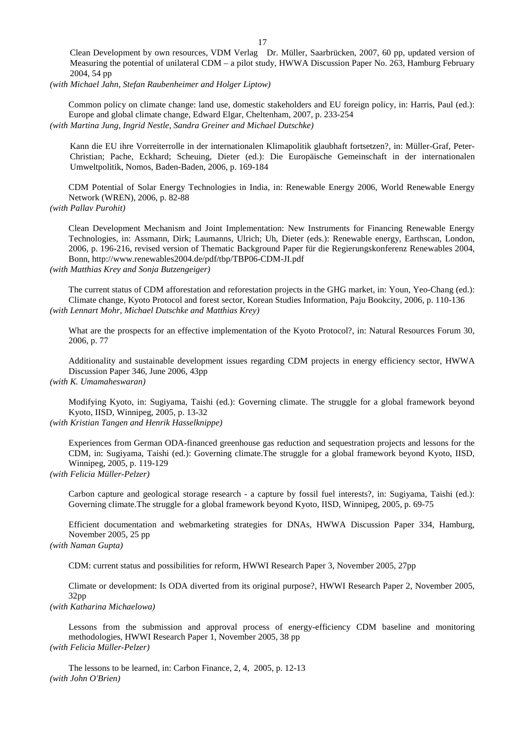Clean Development by own resources, VDM Verlag Dr. Müller, Saarbrücken, 2007, 60 pp, updated version of Measuring the potential of unilateral CDM – a pilot study, HWWA Discussion Paper No. 263, Hamburg February 2004, 54 pp

*(with Michael Jahn, Stefan Raubenheimer and Holger Liptow)*

Common policy on climate change: land use, domestic stakeholders and EU foreign policy, in: Harris, Paul (ed.): Europe and global climate change, Edward Elgar, Cheltenham, 2007, p. 233-254

*(with Martina Jung, Ingrid Nestle, Sandra Greiner and Michael Dutschke)*

Kann die EU ihre Vorreiterrolle in der internationalen Klimapolitik glaubhaft fortsetzen?, in: Müller-Graf, Peter-Christian; Pache, Eckhard; Scheuing, Dieter (ed.): Die Europäische Gemeinschaft in der internationalen Umweltpolitik, Nomos, Baden-Baden, 2006, p. 169-184

CDM Potential of Solar Energy Technologies in India, in: Renewable Energy 2006, World Renewable Energy Network (WREN), 2006, p. 82-88

*(with Pallav Purohit)*

Clean Development Mechanism and Joint Implementation: New Instruments for Financing Renewable Energy Technologies, in: Assmann, Dirk; Laumanns, Ulrich; Uh, Dieter (eds.): Renewable energy, Earthscan, London, 2006, p. 196-216, revised version of Thematic Background Paper für die Regierungskonferenz Renewables 2004, Bonn, http://www.renewables2004.de/pdf/tbp/TBP06-CDM-JI.pdf

*(with Matthias Krey and Sonja Butzengeiger)*

The current status of CDM afforestation and reforestation projects in the GHG market, in: Youn, Yeo-Chang (ed.): Climate change, Kyoto Protocol and forest sector, Korean Studies Information, Paju Bookcity, 2006, p. 110-136

*(with Lennart Mohr, Michael Dutschke and Matthias Krey)*

What are the prospects for an effective implementation of the Kyoto Protocol?, in: Natural Resources Forum 30, 2006, p. 77

Additionality and sustainable development issues regarding CDM projects in energy efficiency sector, HWWA Discussion Paper 346, June 2006, 43pp

*(with K. Umamaheswaran)*

Modifying Kyoto, in: Sugiyama, Taishi (ed.): Governing climate. The struggle for a global framework beyond Kyoto, IISD, Winnipeg, 2005, p. 13-32

*(with Kristian Tangen and Henrik Hasselknippe)*

Experiences from German ODA-financed greenhouse gas reduction and sequestration projects and lessons for the CDM, in: Sugiyama, Taishi (ed.): Governing climate.The struggle for a global framework beyond Kyoto, IISD, Winnipeg, 2005, p. 119-129

*(with Felicia Müller-Pelzer)*

Carbon capture and geological storage research - a capture by fossil fuel interests?, in: Sugiyama, Taishi (ed.): Governing climate.The struggle for a global framework beyond Kyoto, IISD, Winnipeg, 2005, p. 69-75

Efficient documentation and webmarketing strategies for DNAs, HWWA Discussion Paper 334, Hamburg, November 2005, 25 pp

*(with Naman Gupta)*

CDM: current status and possibilities for reform, HWWI Research Paper 3, November 2005, 27pp

Climate or development: Is ODA diverted from its original purpose?, HWWI Research Paper 2, November 2005, 32pp

*(with Katharina Michaelowa)*

Lessons from the submission and approval process of energy-efficiency CDM baseline and monitoring methodologies, HWWI Research Paper 1, November 2005, 38 pp

*(with Felicia Müller-Pelzer)*

The lessons to be learned, in: Carbon Finance, 2, 4, 2005, p. 12-13

*(with John O'Brien)*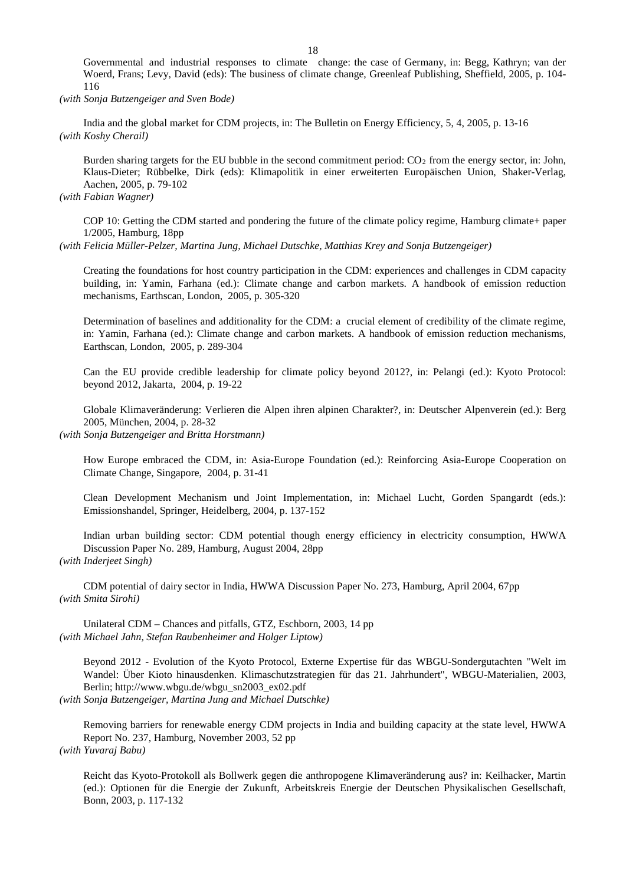Governmental and industrial responses to climate change: the case of Germany, in: Begg, Kathryn; van der Woerd, Frans; Levy, David (eds): The business of climate change, Greenleaf Publishing, Sheffield, 2005, p. 104-116
*(with Sonja Butzengeiger and Sven Bode)*

India and the global market for CDM projects, in: The Bulletin on Energy Efficiency, 5, 4, 2005, p. 13-16
*(with Koshy Cherail)*

Burden sharing targets for the EU bubble in the second commitment period: $CO_2$ from the energy sector, in: John, Klaus-Dieter; Rübbelke, Dirk (eds): Klimapolitik in einer erweiterten Europäischen Union, Shaker-Verlag, Aachen, 2005, p. 79-102
*(with Fabian Wagner)*

COP 10: Getting the CDM started and pondering the future of the climate policy regime, Hamburg climate+ paper 1/2005, Hamburg, 18pp
*(with Felicia Müller-Pelzer, Martina Jung, Michael Dutschke, Matthias Krey and Sonja Butzengeiger)*

Creating the foundations for host country participation in the CDM: experiences and challenges in CDM capacity building, in: Yamin, Farhana (ed.): Climate change and carbon markets. A handbook of emission reduction mechanisms, Earthscan, London, 2005, p. 305-320

Determination of baselines and additionality for the CDM: a crucial element of credibility of the climate regime, in: Yamin, Farhana (ed.): Climate change and carbon markets. A handbook of emission reduction mechanisms, Earthscan, London, 2005, p. 289-304

Can the EU provide credible leadership for climate policy beyond 2012?, in: Pelangi (ed.): Kyoto Protocol: beyond 2012, Jakarta, 2004, p. 19-22

Globale Klimaveränderung: Verlieren die Alpen ihren alpinen Charakter?, in: Deutscher Alpenverein (ed.): Berg 2005, München, 2004, p. 28-32
*(with Sonja Butzengeiger and Britta Horstmann)*

How Europe embraced the CDM, in: Asia-Europe Foundation (ed.): Reinforcing Asia-Europe Cooperation on Climate Change, Singapore, 2004, p. 31-41

Clean Development Mechanism und Joint Implementation, in: Michael Lucht, Gorden Spangardt (eds.): Emissionshandel, Springer, Heidelberg, 2004, p. 137-152

Indian urban building sector: CDM potential though energy efficiency in electricity consumption, HWWA Discussion Paper No. 289, Hamburg, August 2004, 28pp
*(with Inderjeet Singh)*

CDM potential of dairy sector in India, HWWA Discussion Paper No. 273, Hamburg, April 2004, 67pp
*(with Smita Sirohi)*

Unilateral CDM – Chances and pitfalls, GTZ, Eschborn, 2003, 14 pp
*(with Michael Jahn, Stefan Raubenheimer and Holger Liptow)*

Beyond 2012 - Evolution of the Kyoto Protocol, Externe Expertise für das WBGU-Sondergutachten "Welt im Wandel: Über Kioto hinausdenken. Klimaschutzstrategien für das 21. Jahrhundert", WBGU-Materialien, 2003, Berlin; http://www.wbgu.de/wbgu_sn2003_ex02.pdf
*(with Sonja Butzengeiger, Martina Jung and Michael Dutschke)*

Removing barriers for renewable energy CDM projects in India and building capacity at the state level, HWWA Report No. 237, Hamburg, November 2003, 52 pp
*(with Yuvaraj Babu)*

Reicht das Kyoto-Protokoll als Bollwerk gegen die anthropogene Klimaveränderung aus? in: Keilhacker, Martin (ed.): Optionen für die Energie der Zukunft, Arbeitskreis Energie der Deutschen Physikalischen Gesellschaft, Bonn, 2003, p. 117-132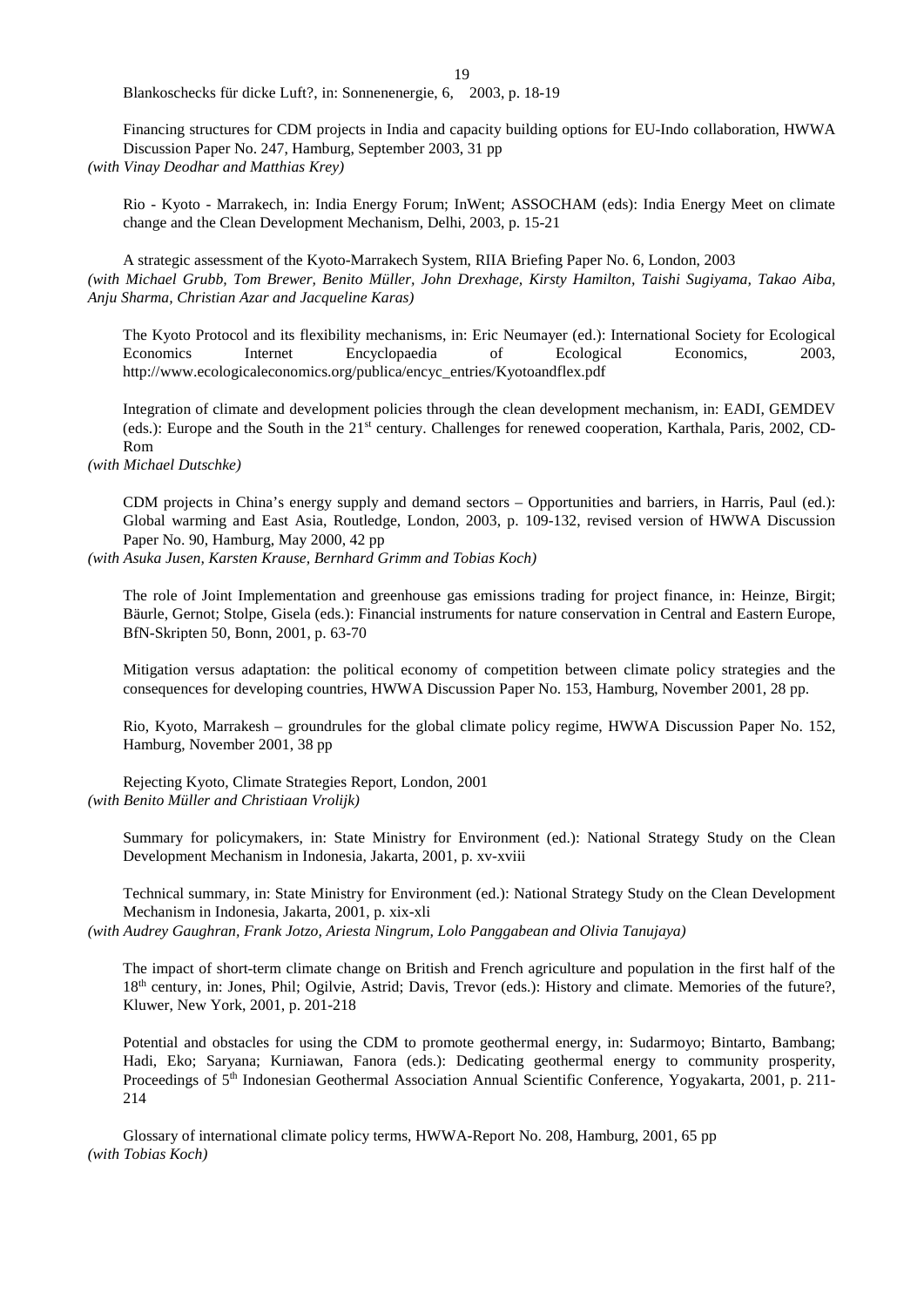Blankoschecks für dicke Luft?, in: Sonnenenergie, 6, 2003, p. 18-19

Financing structures for CDM projects in India and capacity building options for EU-Indo collaboration, HWWA Discussion Paper No. 247, Hamburg, September 2003, 31 pp
*(with Vinay Deodhar and Matthias Krey)*

Rio - Kyoto - Marrakech, in: India Energy Forum; InWent; ASSOCHAM (eds): India Energy Meet on climate change and the Clean Development Mechanism, Delhi, 2003, p. 15-21

A strategic assessment of the Kyoto-Marrakech System, RIIA Briefing Paper No. 6, London, 2003
*(with Michael Grubb, Tom Brewer, Benito Müller, John Drexhage, Kirsty Hamilton, Taishi Sugiyama, Takao Aiba, Anju Sharma, Christian Azar and Jacqueline Karas)*

The Kyoto Protocol and its flexibility mechanisms, in: Eric Neumayer (ed.): International Society for Ecological Economics Internet Encyclopaedia of Ecological Economics, 2003, http://www.ecologicaleconomics.org/publica/encyc_entries/Kyotoandflex.pdf

Integration of climate and development policies through the clean development mechanism, in: EADI, GEMDEV (eds.): Europe and the South in the 21st century. Challenges for renewed cooperation, Karthala, Paris, 2002, CD-Rom
*(with Michael Dutschke)*

CDM projects in China's energy supply and demand sectors – Opportunities and barriers, in Harris, Paul (ed.): Global warming and East Asia, Routledge, London, 2003, p. 109-132, revised version of HWWA Discussion Paper No. 90, Hamburg, May 2000, 42 pp
*(with Asuka Jusen, Karsten Krause, Bernhard Grimm and Tobias Koch)*

The role of Joint Implementation and greenhouse gas emissions trading for project finance, in: Heinze, Birgit; Bäurle, Gernot; Stolpe, Gisela (eds.): Financial instruments for nature conservation in Central and Eastern Europe, BfN-Skripten 50, Bonn, 2001, p. 63-70

Mitigation versus adaptation: the political economy of competition between climate policy strategies and the consequences for developing countries, HWWA Discussion Paper No. 153, Hamburg, November 2001, 28 pp.

Rio, Kyoto, Marrakesh – groundrules for the global climate policy regime, HWWA Discussion Paper No. 152, Hamburg, November 2001, 38 pp

Rejecting Kyoto, Climate Strategies Report, London, 2001
*(with Benito Müller and Christiaan Vrolijk)*

Summary for policymakers, in: State Ministry for Environment (ed.): National Strategy Study on the Clean Development Mechanism in Indonesia, Jakarta, 2001, p. xv-xviii

Technical summary, in: State Ministry for Environment (ed.): National Strategy Study on the Clean Development Mechanism in Indonesia, Jakarta, 2001, p. xix-xli
*(with Audrey Gaughran, Frank Jotzo, Ariesta Ningrum, Lolo Panggabean and Olivia Tanujaya)*

The impact of short-term climate change on British and French agriculture and population in the first half of the 18th century, in: Jones, Phil; Ogilvie, Astrid; Davis, Trevor (eds.): History and climate. Memories of the future?, Kluwer, New York, 2001, p. 201-218

Potential and obstacles for using the CDM to promote geothermal energy, in: Sudarmoyo; Bintarto, Bambang; Hadi, Eko; Saryana; Kurniawan, Fanora (eds.): Dedicating geothermal energy to community prosperity, Proceedings of 5th Indonesian Geothermal Association Annual Scientific Conference, Yogyakarta, 2001, p. 211-214

Glossary of international climate policy terms, HWWA-Report No. 208, Hamburg, 2001, 65 pp
*(with Tobias Koch)*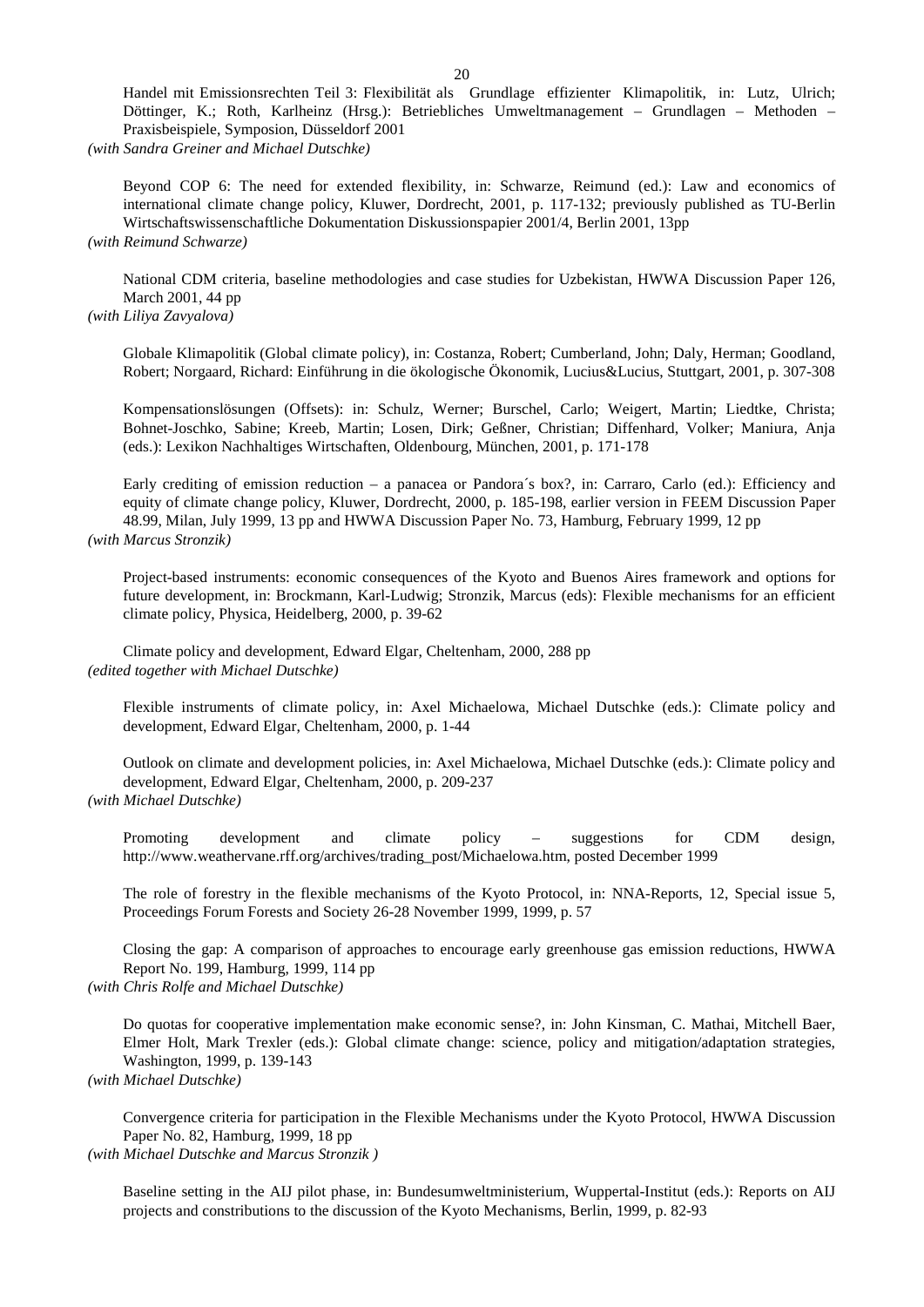Handel mit Emissionsrechten Teil 3: Flexibilität als Grundlage effizienter Klimapolitik, in: Lutz, Ulrich; Döttinger, K.; Roth, Karlheinz (Hrsg.): Betriebliches Umweltmanagement – Grundlagen – Methoden – Praxisbeispiele, Symposion, Düsseldorf 2001

*(with Sandra Greiner and Michael Dutschke)*

Beyond COP 6: The need for extended flexibility, in: Schwarze, Reimund (ed.): Law and economics of international climate change policy, Kluwer, Dordrecht, 2001, p. 117-132; previously published as TU-Berlin Wirtschaftswissenschaftliche Dokumentation Diskussionspapier 2001/4, Berlin 2001, 13pp

*(with Reimund Schwarze)*

National CDM criteria, baseline methodologies and case studies for Uzbekistan, HWWA Discussion Paper 126, March 2001, 44 pp

*(with Liliya Zavyalova)*

Globale Klimapolitik (Global climate policy), in: Costanza, Robert; Cumberland, John; Daly, Herman; Goodland, Robert; Norgaard, Richard: Einführung in die ökologische Ökonomik, Lucius&Lucius, Stuttgart, 2001, p. 307-308

Kompensationslösungen (Offsets): in: Schulz, Werner; Burschel, Carlo; Weigert, Martin; Liedtke, Christa; Bohnet-Joschko, Sabine; Kreeb, Martin; Losen, Dirk; Geßner, Christian; Diffenhard, Volker; Maniura, Anja (eds.): Lexikon Nachhaltiges Wirtschaften, Oldenbourg, München, 2001, p. 171-178

Early crediting of emission reduction – a panacea or Pandora´s box?, in: Carraro, Carlo (ed.): Efficiency and equity of climate change policy, Kluwer, Dordrecht, 2000, p. 185-198, earlier version in FEEM Discussion Paper 48.99, Milan, July 1999, 13 pp and HWWA Discussion Paper No. 73, Hamburg, February 1999, 12 pp

*(with Marcus Stronzik)*

Project-based instruments: economic consequences of the Kyoto and Buenos Aires framework and options for future development, in: Brockmann, Karl-Ludwig; Stronzik, Marcus (eds): Flexible mechanisms for an efficient climate policy, Physica, Heidelberg, 2000, p. 39-62

Climate policy and development, Edward Elgar, Cheltenham, 2000, 288 pp

*(edited together with Michael Dutschke)*

Flexible instruments of climate policy, in: Axel Michaelowa, Michael Dutschke (eds.): Climate policy and development, Edward Elgar, Cheltenham, 2000, p. 1-44

Outlook on climate and development policies, in: Axel Michaelowa, Michael Dutschke (eds.): Climate policy and development, Edward Elgar, Cheltenham, 2000, p. 209-237

*(with Michael Dutschke)*

Promoting development and climate policy – suggestions for CDM design, http://www.weathervane.rff.org/archives/trading_post/Michaelowa.htm, posted December 1999

The role of forestry in the flexible mechanisms of the Kyoto Protocol, in: NNA-Reports, 12, Special issue 5, Proceedings Forum Forests and Society 26-28 November 1999, 1999, p. 57

Closing the gap: A comparison of approaches to encourage early greenhouse gas emission reductions, HWWA Report No. 199, Hamburg, 1999, 114 pp

*(with Chris Rolfe and Michael Dutschke)*

Do quotas for cooperative implementation make economic sense?, in: John Kinsman, C. Mathai, Mitchell Baer, Elmer Holt, Mark Trexler (eds.): Global climate change: science, policy and mitigation/adaptation strategies, Washington, 1999, p. 139-143

*(with Michael Dutschke)*

Convergence criteria for participation in the Flexible Mechanisms under the Kyoto Protocol, HWWA Discussion Paper No. 82, Hamburg, 1999, 18 pp

*(with Michael Dutschke and Marcus Stronzik )*

Baseline setting in the AIJ pilot phase, in: Bundesumweltministerium, Wuppertal-Institut (eds.): Reports on AIJ projects and constributions to the discussion of the Kyoto Mechanisms, Berlin, 1999, p. 82-93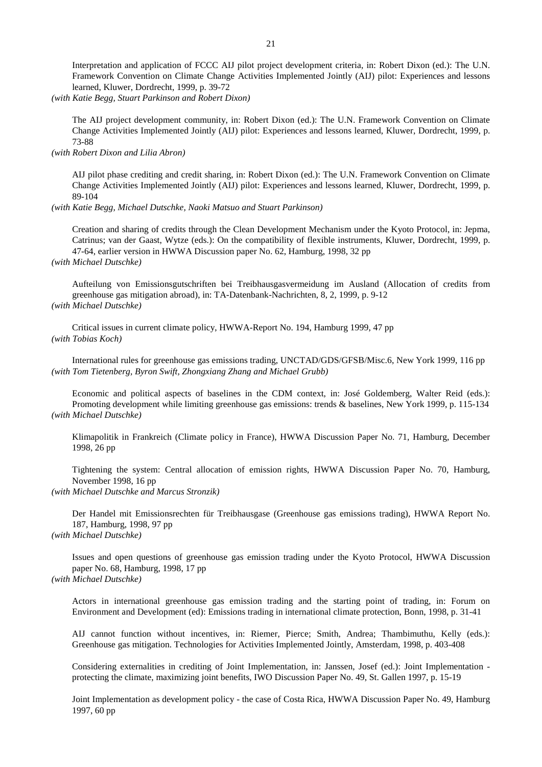Interpretation and application of FCCC AIJ pilot project development criteria, in: Robert Dixon (ed.): The U.N. Framework Convention on Climate Change Activities Implemented Jointly (AIJ) pilot: Experiences and lessons learned, Kluwer, Dordrecht, 1999, p. 39-72
*(with Katie Begg, Stuart Parkinson and Robert Dixon)*

The AIJ project development community, in: Robert Dixon (ed.): The U.N. Framework Convention on Climate Change Activities Implemented Jointly (AIJ) pilot: Experiences and lessons learned, Kluwer, Dordrecht, 1999, p. 73-88
*(with Robert Dixon and Lilia Abron)*

AIJ pilot phase crediting and credit sharing, in: Robert Dixon (ed.): The U.N. Framework Convention on Climate Change Activities Implemented Jointly (AIJ) pilot: Experiences and lessons learned, Kluwer, Dordrecht, 1999, p. 89-104
*(with Katie Begg, Michael Dutschke, Naoki Matsuo and Stuart Parkinson)*

Creation and sharing of credits through the Clean Development Mechanism under the Kyoto Protocol, in: Jepma, Catrinus; van der Gaast, Wytze (eds.): On the compatibility of flexible instruments, Kluwer, Dordrecht, 1999, p. 47-64, earlier version in HWWA Discussion paper No. 62, Hamburg, 1998, 32 pp
*(with Michael Dutschke)*

Aufteilung von Emissionsgutschriften bei Treibhausgasvermeidung im Ausland (Allocation of credits from greenhouse gas mitigation abroad), in: TA-Datenbank-Nachrichten, 8, 2, 1999, p. 9-12
*(with Michael Dutschke)*

Critical issues in current climate policy, HWWA-Report No. 194, Hamburg 1999, 47 pp
*(with Tobias Koch)*

International rules for greenhouse gas emissions trading, UNCTAD/GDS/GFSB/Misc.6, New York 1999, 116 pp
*(with Tom Tietenberg, Byron Swift, Zhongxiang Zhang and Michael Grubb)*

Economic and political aspects of baselines in the CDM context, in: José Goldemberg, Walter Reid (eds.): Promoting development while limiting greenhouse gas emissions: trends & baselines, New York 1999, p. 115-134
*(with Michael Dutschke)*

Klimapolitik in Frankreich (Climate policy in France), HWWA Discussion Paper No. 71, Hamburg, December 1998, 26 pp

Tightening the system: Central allocation of emission rights, HWWA Discussion Paper No. 70, Hamburg, November 1998, 16 pp
*(with Michael Dutschke and Marcus Stronzik)*

Der Handel mit Emissionsrechten für Treibhausgase (Greenhouse gas emissions trading), HWWA Report No. 187, Hamburg, 1998, 97 pp
*(with Michael Dutschke)*

Issues and open questions of greenhouse gas emission trading under the Kyoto Protocol, HWWA Discussion paper No. 68, Hamburg, 1998, 17 pp
*(with Michael Dutschke)*

Actors in international greenhouse gas emission trading and the starting point of trading, in: Forum on Environment and Development (ed): Emissions trading in international climate protection, Bonn, 1998, p. 31-41

AIJ cannot function without incentives, in: Riemer, Pierce; Smith, Andrea; Thambimuthu, Kelly (eds.): Greenhouse gas mitigation. Technologies for Activities Implemented Jointly, Amsterdam, 1998, p. 403-408

Considering externalities in crediting of Joint Implementation, in: Janssen, Josef (ed.): Joint Implementation - protecting the climate, maximizing joint benefits, IWO Discussion Paper No. 49, St. Gallen 1997, p. 15-19

Joint Implementation as development policy - the case of Costa Rica, HWWA Discussion Paper No. 49, Hamburg 1997, 60 pp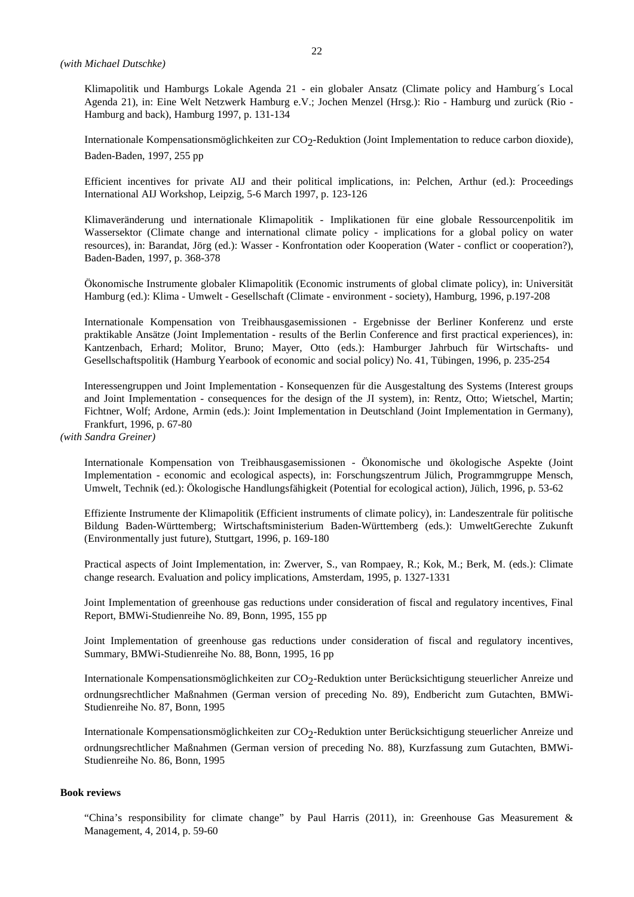*(with Michael Dutschke)*

Klimapolitik und Hamburgs Lokale Agenda 21 - ein globaler Ansatz (Climate policy and Hamburg´s Local Agenda 21), in: Eine Welt Netzwerk Hamburg e.V.; Jochen Menzel (Hrsg.): Rio - Hamburg und zurück (Rio - Hamburg and back), Hamburg 1997, p. 131-134

Internationale Kompensationsmöglichkeiten zur $CO_2$-Reduktion (Joint Implementation to reduce carbon dioxide), Baden-Baden, 1997, 255 pp

Efficient incentives for private AIJ and their political implications, in: Pelchen, Arthur (ed.): Proceedings International AIJ Workshop, Leipzig, 5-6 March 1997, p. 123-126

Klimaveränderung und internationale Klimapolitik - Implikationen für eine globale Ressourcenpolitik im Wassersektor (Climate change and international climate policy - implications for a global policy on water resources), in: Barandat, Jörg (ed.): Wasser - Konfrontation oder Kooperation (Water - conflict or cooperation?), Baden-Baden, 1997, p. 368-378

Ökonomische Instrumente globaler Klimapolitik (Economic instruments of global climate policy), in: Universität Hamburg (ed.): Klima - Umwelt - Gesellschaft (Climate - environment - society), Hamburg, 1996, p.197-208

Internationale Kompensation von Treibhausgasemissionen - Ergebnisse der Berliner Konferenz und erste praktikable Ansätze (Joint Implementation - results of the Berlin Conference and first practical experiences), in: Kantzenbach, Erhard; Molitor, Bruno; Mayer, Otto (eds.): Hamburger Jahrbuch für Wirtschafts- und Gesellschaftspolitik (Hamburg Yearbook of economic and social policy) No. 41, Tübingen, 1996, p. 235-254

Interessengruppen und Joint Implementation - Konsequenzen für die Ausgestaltung des Systems (Interest groups and Joint Implementation - consequences for the design of the JI system), in: Rentz, Otto; Wietschel, Martin; Fichtner, Wolf; Ardone, Armin (eds.): Joint Implementation in Deutschland (Joint Implementation in Germany), Frankfurt, 1996, p. 67-80

*(with Sandra Greiner)*

Internationale Kompensation von Treibhausgasemissionen - Ökonomische und ökologische Aspekte (Joint Implementation - economic and ecological aspects), in: Forschungszentrum Jülich, Programmgruppe Mensch, Umwelt, Technik (ed.): Ökologische Handlungsfähigkeit (Potential for ecological action), Jülich, 1996, p. 53-62

Effiziente Instrumente der Klimapolitik (Efficient instruments of climate policy), in: Landeszentrale für politische Bildung Baden-Württemberg; Wirtschaftsministerium Baden-Württemberg (eds.): UmweltGerechte Zukunft (Environmentally just future), Stuttgart, 1996, p. 169-180

Practical aspects of Joint Implementation, in: Zwerver, S., van Rompaey, R.; Kok, M.; Berk, M. (eds.): Climate change research. Evaluation and policy implications, Amsterdam, 1995, p. 1327-1331

Joint Implementation of greenhouse gas reductions under consideration of fiscal and regulatory incentives, Final Report, BMWi-Studienreihe No. 89, Bonn, 1995, 155 pp

Joint Implementation of greenhouse gas reductions under consideration of fiscal and regulatory incentives, Summary, BMWi-Studienreihe No. 88, Bonn, 1995, 16 pp

Internationale Kompensationsmöglichkeiten zur $CO_2$-Reduktion unter Berücksichtigung steuerlicher Anreize und ordnungsrechtlicher Maßnahmen (German version of preceding No. 89), Endbericht zum Gutachten, BMWi-Studienreihe No. 87, Bonn, 1995

Internationale Kompensationsmöglichkeiten zur $CO_2$-Reduktion unter Berücksichtigung steuerlicher Anreize und ordnungsrechtlicher Maßnahmen (German version of preceding No. 88), Kurzfassung zum Gutachten, BMWi-Studienreihe No. 86, Bonn, 1995

**Book reviews**

"China's responsibility for climate change" by Paul Harris (2011), in: Greenhouse Gas Measurement & Management, 4, 2014, p. 59-60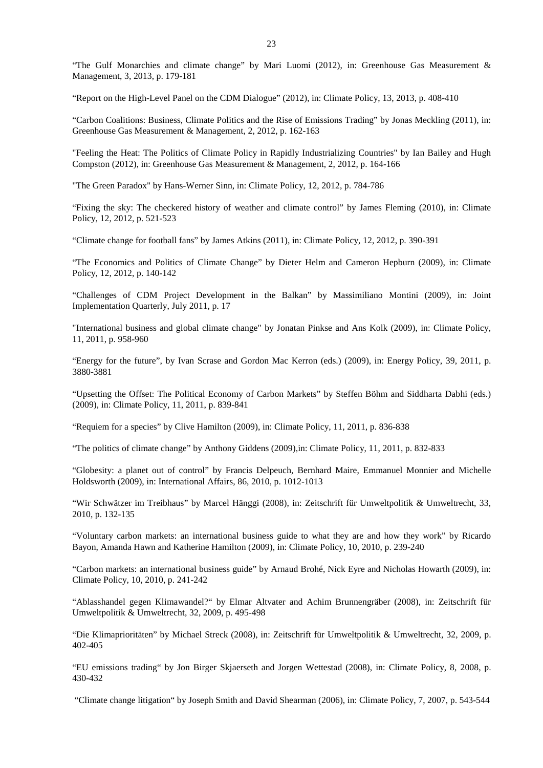“The Gulf Monarchies and climate change” by Mari Luomi (2012), in: Greenhouse Gas Measurement & Management, 3, 2013, p. 179-181

“Report on the High-Level Panel on the CDM Dialogue” (2012), in: Climate Policy, 13, 2013, p. 408-410

“Carbon Coalitions: Business, Climate Politics and the Rise of Emissions Trading” by Jonas Meckling (2011), in: Greenhouse Gas Measurement & Management, 2, 2012, p. 162-163

"Feeling the Heat: The Politics of Climate Policy in Rapidly Industrializing Countries" by Ian Bailey and Hugh Compston (2012), in: Greenhouse Gas Measurement & Management, 2, 2012, p. 164-166

"The Green Paradox" by Hans-Werner Sinn, in: Climate Policy, 12, 2012, p. 784-786

“Fixing the sky: The checkered history of weather and climate control” by James Fleming (2010), in: Climate Policy, 12, 2012, p. 521-523

“Climate change for football fans” by James Atkins (2011), in: Climate Policy, 12, 2012, p. 390-391

“The Economics and Politics of Climate Change” by Dieter Helm and Cameron Hepburn (2009), in: Climate Policy, 12, 2012, p. 140-142

“Challenges of CDM Project Development in the Balkan” by Massimiliano Montini (2009), in: Joint Implementation Quarterly, July 2011, p. 17

"International business and global climate change" by Jonatan Pinkse and Ans Kolk (2009), in: Climate Policy, 11, 2011, p. 958-960

“Energy for the future”, by Ivan Scrase and Gordon Mac Kerron (eds.) (2009), in: Energy Policy, 39, 2011, p. 3880-3881

“Upsetting the Offset: The Political Economy of Carbon Markets” by Steffen Böhm and Siddharta Dabhi (eds.) (2009), in: Climate Policy, 11, 2011, p. 839-841

“Requiem for a species” by Clive Hamilton (2009), in: Climate Policy, 11, 2011, p. 836-838

“The politics of climate change” by Anthony Giddens (2009),in: Climate Policy, 11, 2011, p. 832-833

“Globesity: a planet out of control” by Francis Delpeuch, Bernhard Maire, Emmanuel Monnier and Michelle Holdsworth (2009), in: International Affairs, 86, 2010, p. 1012-1013

“Wir Schwätzer im Treibhaus” by Marcel Hänggi (2008), in: Zeitschrift für Umweltpolitik & Umweltrecht, 33, 2010, p. 132-135

“Voluntary carbon markets: an international business guide to what they are and how they work” by Ricardo Bayon, Amanda Hawn and Katherine Hamilton (2009), in: Climate Policy, 10, 2010, p. 239-240

“Carbon markets: an international business guide” by Arnaud Brohé, Nick Eyre and Nicholas Howarth (2009), in: Climate Policy, 10, 2010, p. 241-242

“Ablasshandel gegen Klimawandel?“ by Elmar Altvater and Achim Brunnengräber (2008), in: Zeitschrift für Umweltpolitik & Umweltrecht, 32, 2009, p. 495-498

“Die Klimaprioritäten” by Michael Streck (2008), in: Zeitschrift für Umweltpolitik & Umweltrecht, 32, 2009, p. 402-405

“EU emissions trading“ by Jon Birger Skjaerseth and Jorgen Wettestad (2008), in: Climate Policy, 8, 2008, p. 430-432

“Climate change litigation“ by Joseph Smith and David Shearman (2006), in: Climate Policy, 7, 2007, p. 543-544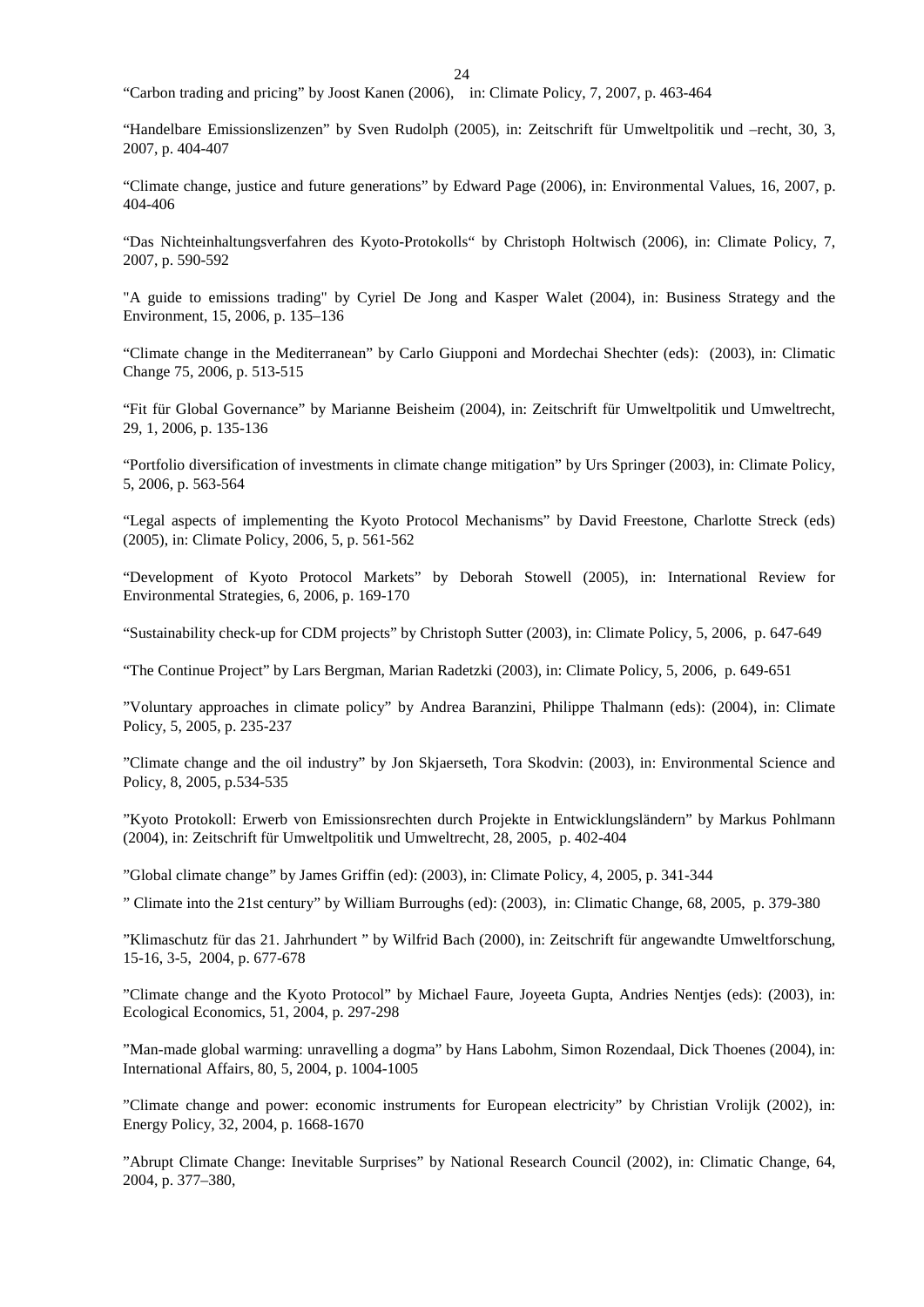“Carbon trading and pricing” by Joost Kanen (2006), in: Climate Policy, 7, 2007, p. 463-464

“Handelbare Emissionslizenzen” by Sven Rudolph (2005), in: Zeitschrift für Umweltpolitik und –recht, 30, 3, 2007, p. 404-407

“Climate change, justice and future generations” by Edward Page (2006), in: Environmental Values, 16, 2007, p. 404-406

“Das Nichteinhaltungsverfahren des Kyoto-Protokolls“ by Christoph Holtwisch (2006), in: Climate Policy, 7, 2007, p. 590-592

"A guide to emissions trading" by Cyriel De Jong and Kasper Walet (2004), in: Business Strategy and the Environment, 15, 2006, p. 135–136

“Climate change in the Mediterranean” by Carlo Giupponi and Mordechai Shechter (eds): (2003), in: Climatic Change 75, 2006, p. 513-515

“Fit für Global Governance” by Marianne Beisheim (2004), in: Zeitschrift für Umweltpolitik und Umweltrecht, 29, 1, 2006, p. 135-136

“Portfolio diversification of investments in climate change mitigation” by Urs Springer (2003), in: Climate Policy, 5, 2006, p. 563-564

“Legal aspects of implementing the Kyoto Protocol Mechanisms” by David Freestone, Charlotte Streck (eds) (2005), in: Climate Policy, 2006, 5, p. 561-562

“Development of Kyoto Protocol Markets” by Deborah Stowell (2005), in: International Review for Environmental Strategies, 6, 2006, p. 169-170

“Sustainability check-up for CDM projects” by Christoph Sutter (2003), in: Climate Policy, 5, 2006, p. 647-649

“The Continue Project” by Lars Bergman, Marian Radetzki (2003), in: Climate Policy, 5, 2006, p. 649-651

”Voluntary approaches in climate policy” by Andrea Baranzini, Philippe Thalmann (eds): (2004), in: Climate Policy, 5, 2005, p. 235-237

”Climate change and the oil industry” by Jon Skjaerseth, Tora Skodvin: (2003), in: Environmental Science and Policy, 8, 2005, p.534-535

”Kyoto Protokoll: Erwerb von Emissionsrechten durch Projekte in Entwicklungsländern” by Markus Pohlmann (2004), in: Zeitschrift für Umweltpolitik und Umweltrecht, 28, 2005, p. 402-404

”Global climate change” by James Griffin (ed): (2003), in: Climate Policy, 4, 2005, p. 341-344

” Climate into the 21st century” by William Burroughs (ed): (2003), in: Climatic Change, 68, 2005, p. 379-380

”Klimaschutz für das 21. Jahrhundert ” by Wilfrid Bach (2000), in: Zeitschrift für angewandte Umweltforschung, 15-16, 3-5, 2004, p. 677-678

”Climate change and the Kyoto Protocol” by Michael Faure, Joyeeta Gupta, Andries Nentjes (eds): (2003), in: Ecological Economics, 51, 2004, p. 297-298

”Man-made global warming: unravelling a dogma” by Hans Labohm, Simon Rozendaal, Dick Thoenes (2004), in: International Affairs, 80, 5, 2004, p. 1004-1005

”Climate change and power: economic instruments for European electricity” by Christian Vrolijk (2002), in: Energy Policy, 32, 2004, p. 1668-1670

”Abrupt Climate Change: Inevitable Surprises” by National Research Council (2002), in: Climatic Change, 64, 2004, p. 377–380,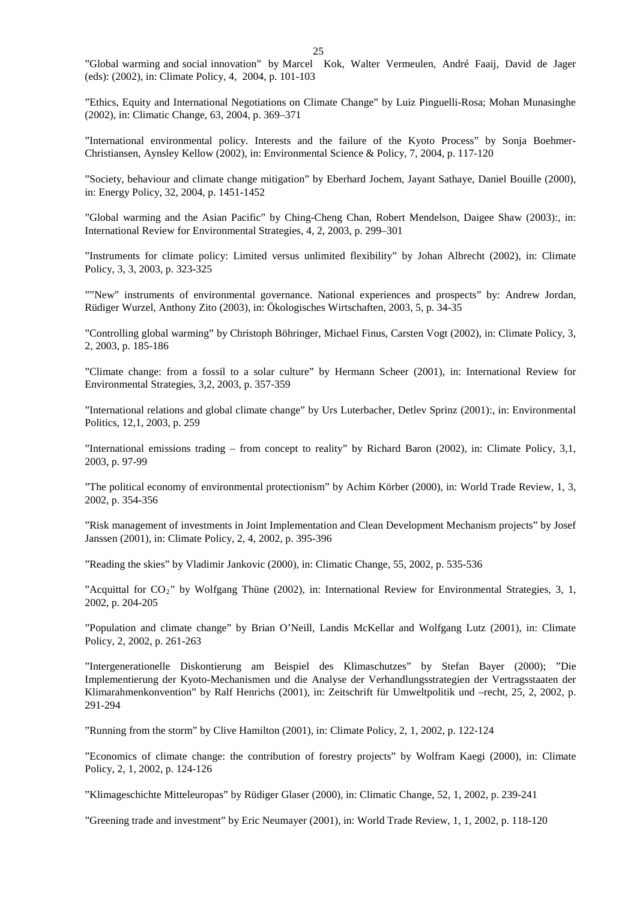”Global warming and social innovation” by Marcel Kok, Walter Vermeulen, André Faaij, David de Jager (eds): (2002), in: Climate Policy, 4, 2004, p. 101-103

”Ethics, Equity and International Negotiations on Climate Change” by Luiz Pinguelli-Rosa; Mohan Munasinghe (2002), in: Climatic Change, 63, 2004, p. 369–371

”International environmental policy. Interests and the failure of the Kyoto Process” by Sonja Boehmer-Christiansen, Aynsley Kellow (2002), in: Environmental Science & Policy, 7, 2004, p. 117-120

”Society, behaviour and climate change mitigation” by Eberhard Jochem, Jayant Sathaye, Daniel Bouille (2000), in: Energy Policy, 32, 2004, p. 1451-1452

”Global warming and the Asian Pacific” by Ching-Cheng Chan, Robert Mendelson, Daigee Shaw (2003):, in: International Review for Environmental Strategies, 4, 2, 2003, p. 299–301

”Instruments for climate policy: Limited versus unlimited flexibility” by Johan Albrecht (2002), in: Climate Policy, 3, 3, 2003, p. 323-325

””New” instruments of environmental governance. National experiences and prospects” by: Andrew Jordan, Rüdiger Wurzel, Anthony Zito (2003), in: Ökologisches Wirtschaften, 2003, 5, p. 34-35

”Controlling global warming” by Christoph Böhringer, Michael Finus, Carsten Vogt (2002), in: Climate Policy, 3, 2, 2003, p. 185-186

”Climate change: from a fossil to a solar culture” by Hermann Scheer (2001), in: International Review for Environmental Strategies, 3,2, 2003, p. 357-359

”International relations and global climate change” by Urs Luterbacher, Detlev Sprinz (2001):, in: Environmental Politics, 12,1, 2003, p. 259

”International emissions trading – from concept to reality” by Richard Baron (2002), in: Climate Policy, 3,1, 2003, p. 97-99

”The political economy of environmental protectionism” by Achim Körber (2000), in: World Trade Review, 1, 3, 2002, p. 354-356

”Risk management of investments in Joint Implementation and Clean Development Mechanism projects” by Josef Janssen (2001), in: Climate Policy, 2, 4, 2002, p. 395-396

”Reading the skies” by Vladimir Jankovic (2000), in: Climatic Change, 55, 2002, p. 535-536

”Acquittal for $CO_2$” by Wolfgang Thüne (2002), in: International Review for Environmental Strategies, 3, 1, 2002, p. 204-205

”Population and climate change” by Brian O’Neill, Landis McKellar and Wolfgang Lutz (2001), in: Climate Policy, 2, 2002, p. 261-263

”Intergenerationelle Diskontierung am Beispiel des Klimaschutzes” by Stefan Bayer (2000); ”Die Implementierung der Kyoto-Mechanismen und die Analyse der Verhandlungsstrategien der Vertragsstaaten der Klimarahmenkonvention” by Ralf Henrichs (2001), in: Zeitschrift für Umweltpolitik und –recht, 25, 2, 2002, p. 291-294

”Running from the storm” by Clive Hamilton (2001), in: Climate Policy, 2, 1, 2002, p. 122-124

”Economics of climate change: the contribution of forestry projects” by Wolfram Kaegi (2000), in: Climate Policy, 2, 1, 2002, p. 124-126

”Klimageschichte Mitteleuropas” by Rüdiger Glaser (2000), in: Climatic Change, 52, 1, 2002, p. 239-241

”Greening trade and investment” by Eric Neumayer (2001), in: World Trade Review, 1, 1, 2002, p. 118-120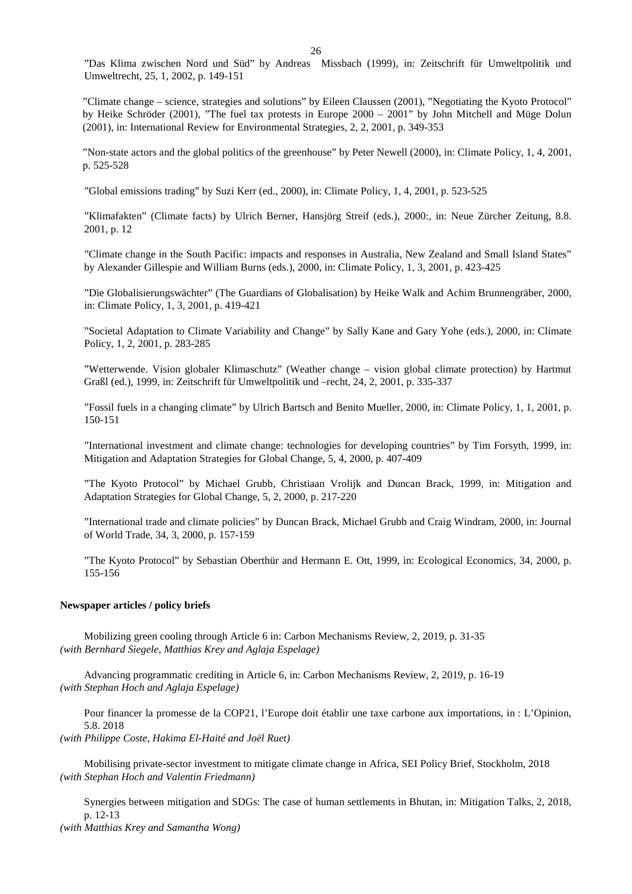”Das Klima zwischen Nord und Süd” by Andreas Missbach (1999), in: Zeitschrift für Umweltpolitik und Umweltrecht, 25, 1, 2002, p. 149-151

”Climate change – science, strategies and solutions” by Eileen Claussen (2001), ”Negotiating the Kyoto Protocol” by Heike Schröder (2001), ”The fuel tax protests in Europe 2000 – 2001” by John Mitchell and Müge Dolun (2001), in: International Review for Environmental Strategies, 2, 2, 2001, p. 349-353

”Non-state actors and the global politics of the greenhouse” by Peter Newell (2000), in: Climate Policy, 1, 4, 2001, p. 525-528

”Global emissions trading” by Suzi Kerr (ed., 2000), in: Climate Policy, 1, 4, 2001, p. 523-525

”Klimafakten” (Climate facts) by Ulrich Berner, Hansjörg Streif (eds.), 2000:, in: Neue Zürcher Zeitung, 8.8. 2001, p. 12

”Climate change in the South Pacific: impacts and responses in Australia, New Zealand and Small Island States” by Alexander Gillespie and William Burns (eds.), 2000, in: Climate Policy, 1, 3, 2001, p. 423-425

”Die Globalisierungswächter” (The Guardians of Globalisation) by Heike Walk and Achim Brunnengräber, 2000, in: Climate Policy, 1, 3, 2001, p. 419-421

”Societal Adaptation to Climate Variability and Change” by Sally Kane and Gary Yohe (eds.), 2000, in: Climate Policy, 1, 2, 2001, p. 283-285

”Wetterwende. Vision globaler Klimaschutz” (Weather change – vision global climate protection) by Hartmut Graßl (ed.), 1999, in: Zeitschrift für Umweltpolitik und –recht, 24, 2, 2001, p. 335-337

”Fossil fuels in a changing climate” by Ulrich Bartsch and Benito Mueller, 2000, in: Climate Policy, 1, 1, 2001, p. 150-151

”International investment and climate change: technologies for developing countries” by Tim Forsyth, 1999, in: Mitigation and Adaptation Strategies for Global Change, 5, 4, 2000, p. 407-409

”The Kyoto Protocol” by Michael Grubb, Christiaan Vrolijk and Duncan Brack, 1999, in: Mitigation and Adaptation Strategies for Global Change, 5, 2, 2000, p. 217-220

”International trade and climate policies” by Duncan Brack, Michael Grubb and Craig Windram, 2000, in: Journal of World Trade, 34, 3, 2000, p. 157-159

”The Kyoto Protocol” by Sebastian Oberthür and Hermann E. Ott, 1999, in: Ecological Economics, 34, 2000, p. 155-156

**Newspaper articles / policy briefs**

Mobilizing green cooling through Article 6 in: Carbon Mechanisms Review, 2, 2019, p. 31-35
*(with Bernhard Siegele, Matthias Krey and Aglaja Espelage)*

Advancing programmatic crediting in Article 6, in: Carbon Mechanisms Review, 2, 2019, p. 16-19
*(with Stephan Hoch and Aglaja Espelage)*

Pour financer la promesse de la COP21, l’Europe doit établir une taxe carbone aux importations, in : L’Opinion, 5.8. 2018
*(with Philippe Coste, Hakima El-Haité and Joël Ruet)*

Mobilising private-sector investment to mitigate climate change in Africa, SEI Policy Brief, Stockholm, 2018
*(with Stephan Hoch and Valentin Friedmann)*

Synergies between mitigation and SDGs: The case of human settlements in Bhutan, in: Mitigation Talks, 2, 2018, p. 12-13
*(with Matthias Krey and Samantha Wong)*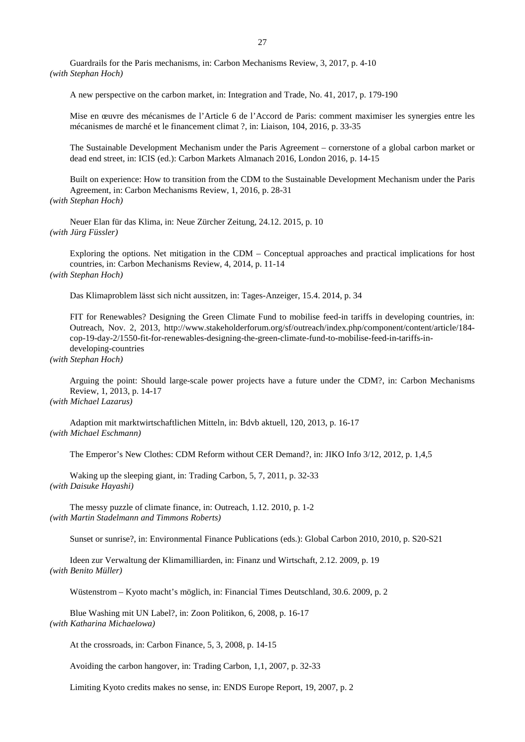Guardrails for the Paris mechanisms, in: Carbon Mechanisms Review, 3, 2017, p. 4-10
*(with Stephan Hoch)*

A new perspective on the carbon market, in: Integration and Trade, No. 41, 2017, p. 179-190

Mise en œuvre des mécanismes de l'Article 6 de l'Accord de Paris: comment maximiser les synergies entre les mécanismes de marché et le financement climat ?, in: Liaison, 104, 2016, p. 33-35

The Sustainable Development Mechanism under the Paris Agreement – cornerstone of a global carbon market or dead end street, in: ICIS (ed.): Carbon Markets Almanach 2016, London 2016, p. 14-15

Built on experience: How to transition from the CDM to the Sustainable Development Mechanism under the Paris Agreement, in: Carbon Mechanisms Review, 1, 2016, p. 28-31
*(with Stephan Hoch)*

Neuer Elan für das Klima, in: Neue Zürcher Zeitung, 24.12. 2015, p. 10
*(with Jürg Füssler)*

Exploring the options. Net mitigation in the CDM – Conceptual approaches and practical implications for host countries, in: Carbon Mechanisms Review, 4, 2014, p. 11-14
*(with Stephan Hoch)*

Das Klimaproblem lässt sich nicht aussitzen, in: Tages-Anzeiger, 15.4. 2014, p. 34

FIT for Renewables? Designing the Green Climate Fund to mobilise feed-in tariffs in developing countries, in: Outreach, Nov. 2, 2013, http://www.stakeholderforum.org/sf/outreach/index.php/component/content/article/184-cop-19-day-2/1550-fit-for-renewables-designing-the-green-climate-fund-to-mobilise-feed-in-tariffs-in-developing-countries
*(with Stephan Hoch)*

Arguing the point: Should large-scale power projects have a future under the CDM?, in: Carbon Mechanisms Review, 1, 2013, p. 14-17
*(with Michael Lazarus)*

Adaption mit marktwirtschaftlichen Mitteln, in: Bdvb aktuell, 120, 2013, p. 16-17
*(with Michael Eschmann)*

The Emperor's New Clothes: CDM Reform without CER Demand?, in: JIKO Info 3/12, 2012, p. 1,4,5

Waking up the sleeping giant, in: Trading Carbon, 5, 7, 2011, p. 32-33
*(with Daisuke Hayashi)*

The messy puzzle of climate finance, in: Outreach, 1.12. 2010, p. 1-2
*(with Martin Stadelmann and Timmons Roberts)*

Sunset or sunrise?, in: Environmental Finance Publications (eds.): Global Carbon 2010, 2010, p. S20-S21

Ideen zur Verwaltung der Klimamilliarden, in: Finanz und Wirtschaft, 2.12. 2009, p. 19
*(with Benito Müller)*

Wüstenstrom – Kyoto macht's möglich, in: Financial Times Deutschland, 30.6. 2009, p. 2

Blue Washing mit UN Label?, in: Zoon Politikon, 6, 2008, p. 16-17
*(with Katharina Michaelowa)*

At the crossroads, in: Carbon Finance, 5, 3, 2008, p. 14-15

Avoiding the carbon hangover, in: Trading Carbon, 1,1, 2007, p. 32-33

Limiting Kyoto credits makes no sense, in: ENDS Europe Report, 19, 2007, p. 2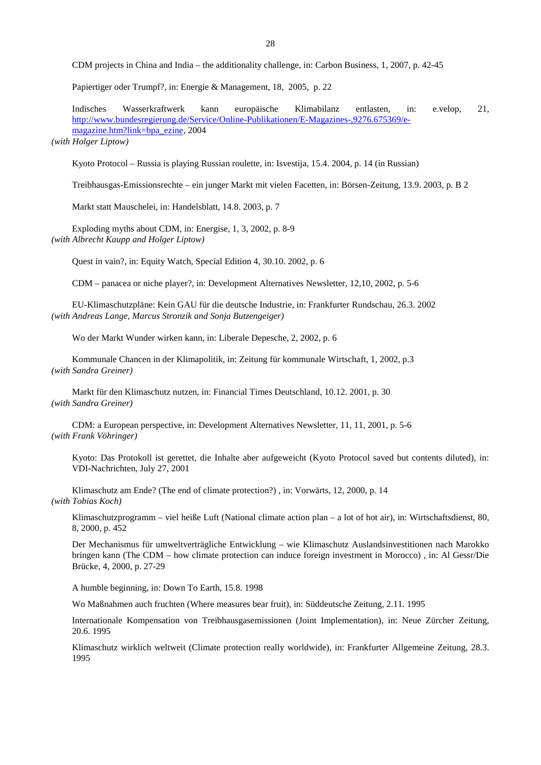CDM projects in China and India – the additionality challenge, in: Carbon Business, 1, 2007, p. 42-45

Papiertiger oder Trumpf?, in: Energie & Management, 18, 2005, p. 22

Indisches Wasserkraftwerk kann europäische Klimabilanz entlasten, in: e.velop, 21, [http://www.bundesregierung.de/Service/Online-Publikationen/E-Magazines-,9276.675369/e-magazine.htm?link=bpa_ezine](http://www.bundesregierung.de/Service/Online-Publikationen/E-Magazines-,9276.675369/e-magazine.htm?link=bpa_ezine), 2004
*(with Holger Liptow)*

Kyoto Protocol – Russia is playing Russian roulette, in: Isvestija, 15.4. 2004, p. 14 (in Russian)

Treibhausgas-Emissionsrechte – ein junger Markt mit vielen Facetten, in: Börsen-Zeitung, 13.9. 2003, p. B 2

Markt statt Mauschelei, in: Handelsblatt, 14.8. 2003, p. 7

Exploding myths about CDM, in: Energise, 1, 3, 2002, p. 8-9
*(with Albrecht Kaupp and Holger Liptow)*

Quest in vain?, in: Equity Watch, Special Edition 4, 30.10. 2002, p. 6

CDM – panacea or niche player?, in: Development Alternatives Newsletter, 12,10, 2002, p. 5-6

EU-Klimaschutzpläne: Kein GAU für die deutsche Industrie, in: Frankfurter Rundschau, 26.3. 2002
*(with Andreas Lange, Marcus Stronzik and Sonja Butzengeiger)*

Wo der Markt Wunder wirken kann, in: Liberale Depesche, 2, 2002, p. 6

Kommunale Chancen in der Klimapolitik, in: Zeitung für kommunale Wirtschaft, 1, 2002, p.3
*(with Sandra Greiner)*

Markt für den Klimaschutz nutzen, in: Financial Times Deutschland, 10.12. 2001, p. 30
*(with Sandra Greiner)*

CDM: a European perspective, in: Development Alternatives Newsletter, 11, 11, 2001, p. 5-6
*(with Frank Vöhringer)*

Kyoto: Das Protokoll ist gerettet, die Inhalte aber aufgeweicht (Kyoto Protocol saved but contents diluted), in: VDI-Nachrichten, July 27, 2001

Klimaschutz am Ende? (The end of climate protection?) , in: Vorwärts, 12, 2000, p. 14
*(with Tobias Koch)*

Klimaschutzprogramm – viel heiße Luft (National climate action plan – a lot of hot air), in: Wirtschaftsdienst, 80, 8, 2000, p. 452

Der Mechanismus für umweltverträgliche Entwicklung – wie Klimaschutz Auslandsinvestitionen nach Marokko bringen kann (The CDM – how climate protection can induce foreign investment in Morocco) , in: Al Gessr/Die Brücke, 4, 2000, p. 27-29

A humble beginning, in: Down To Earth, 15.8. 1998

Wo Maßnahmen auch fruchten (Where measures bear fruit), in: Süddeutsche Zeitung, 2.11. 1995

Internationale Kompensation von Treibhausgasemissionen (Joint Implementation), in: Neue Zürcher Zeitung, 20.6. 1995

Klimaschutz wirklich weltweit (Climate protection really worldwide), in: Frankfurter Allgemeine Zeitung, 28.3. 1995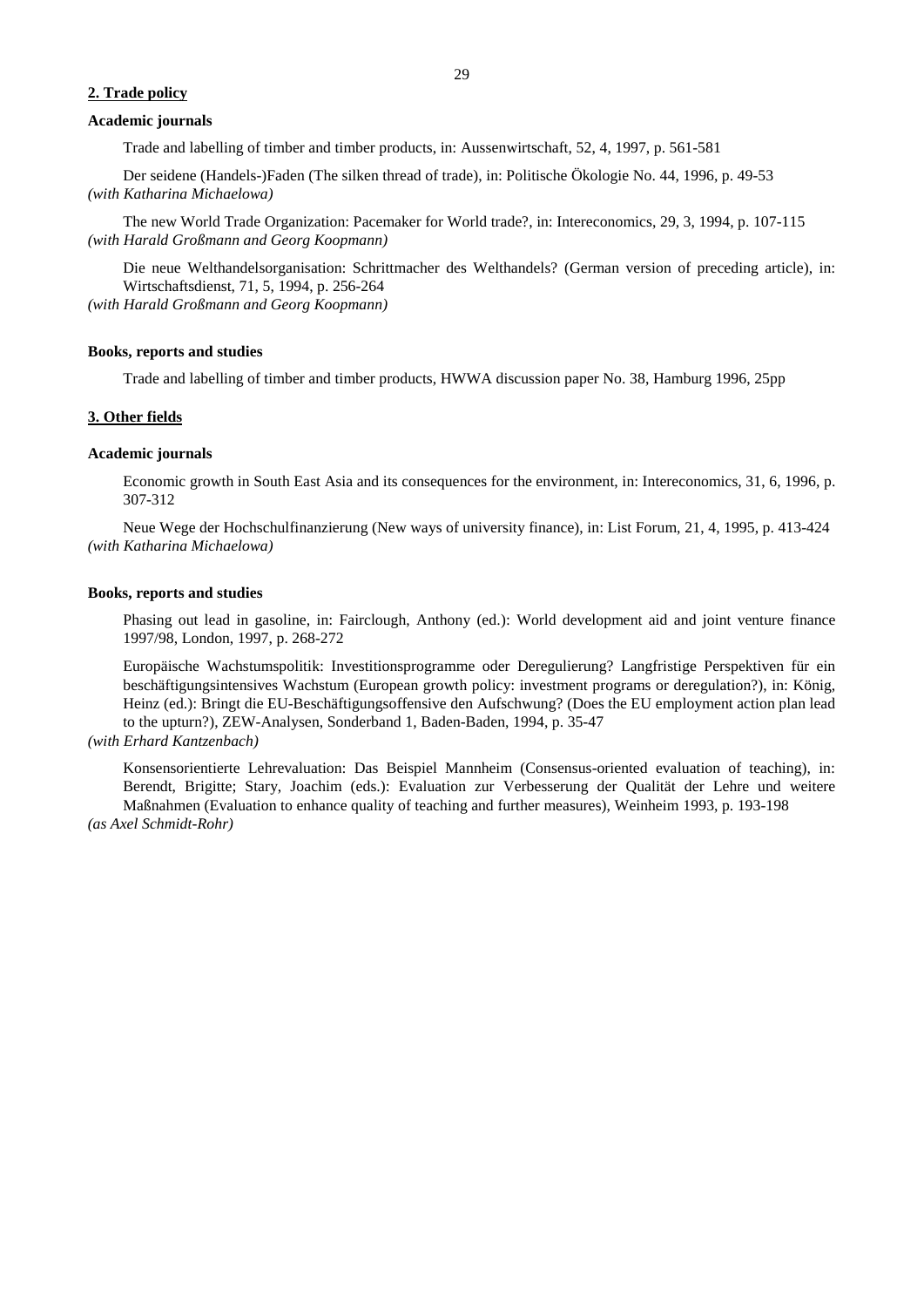## 2. Trade policy

### Academic journals

Trade and labelling of timber and timber products, in: Aussenwirtschaft, 52, 4, 1997, p. 561-581

Der seidene (Handels-)Faden (The silken thread of trade), in: Politische Ökologie No. 44, 1996, p. 49-53
*(with Katharina Michaelowa)*

The new World Trade Organization: Pacemaker for World trade?, in: Intereconomics, 29, 3, 1994, p. 107-115
*(with Harald Großmann and Georg Koopmann)*

Die neue Welthandelsorganisation: Schrittmacher des Welthandels? (German version of preceding article), in: Wirtschaftsdienst, 71, 5, 1994, p. 256-264
*(with Harald Großmann and Georg Koopmann)*

### Books, reports and studies

Trade and labelling of timber and timber products, HWWA discussion paper No. 38, Hamburg 1996, 25pp

## 3. Other fields

### Academic journals

Economic growth in South East Asia and its consequences for the environment, in: Intereconomics, 31, 6, 1996, p. 307-312

Neue Wege der Hochschulfinanzierung (New ways of university finance), in: List Forum, 21, 4, 1995, p. 413-424
*(with Katharina Michaelowa)*

### Books, reports and studies

Phasing out lead in gasoline, in: Fairclough, Anthony (ed.): World development aid and joint venture finance 1997/98, London, 1997, p. 268-272

Europäische Wachstumspolitik: Investitionsprogramme oder Deregulierung? Langfristige Perspektiven für ein beschäftigungsintensives Wachstum (European growth policy: investment programs or deregulation?), in: König, Heinz (ed.): Bringt die EU-Beschäftigungsoffensive den Aufschwung? (Does the EU employment action plan lead to the upturn?), ZEW-Analysen, Sonderband 1, Baden-Baden, 1994, p. 35-47
*(with Erhard Kantzenbach)*

Konsensorientierte Lehrevaluation: Das Beispiel Mannheim (Consensus-oriented evaluation of teaching), in: Berendt, Brigitte; Stary, Joachim (eds.): Evaluation zur Verbesserung der Qualität der Lehre und weitere Maßnahmen (Evaluation to enhance quality of teaching and further measures), Weinheim 1993, p. 193-198
*(as Axel Schmidt-Rohr)*